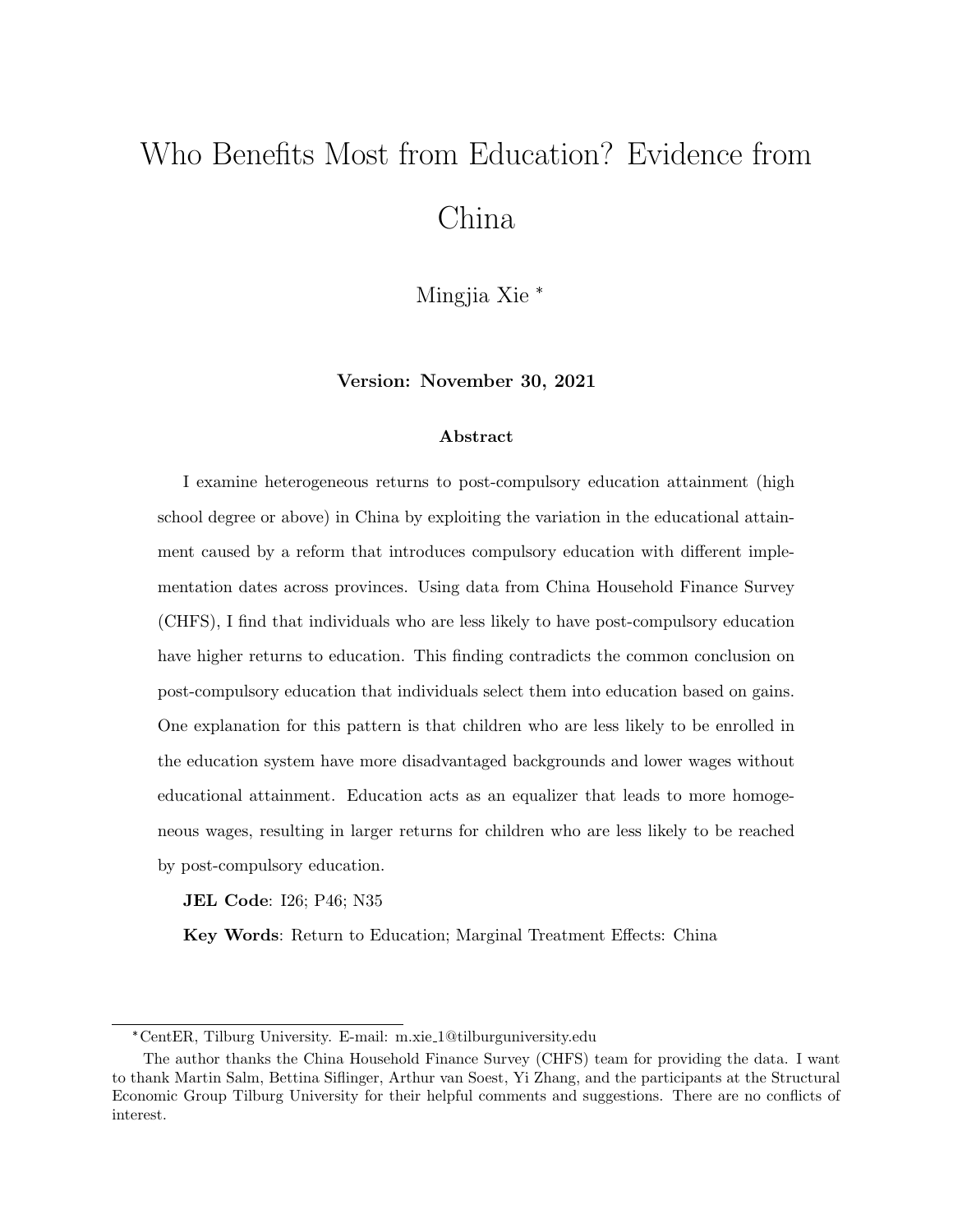# Who Benefits Most from Education? Evidence from China

Mingjia Xie [*]

**Version: November 30, 2021**

### Abstract

I examine heterogeneous returns to post-compulsory education attainment (high school degree or above) in China by exploiting the variation in the educational attainment caused by a reform that introduces compulsory education with different implementation dates across provinces. Using data from China Household Finance Survey (CHFS), I find that individuals who are less likely to have post-compulsory education have higher returns to education. This finding contradicts the common conclusion on post-compulsory education that individuals select them into education based on gains. One explanation for this pattern is that children who are less likely to be enrolled in the education system have more disadvantaged backgrounds and lower wages without educational attainment. Education acts as an equalizer that leads to more homogeneous wages, resulting in larger returns for children who are less likely to be reached by post-compulsory education.

**JEL Code**: I26; P46; N35

**Key Words**: Return to Education; Marginal Treatment Effects: China

---

[*] CentER, Tilburg University. E-mail: m.xie_1@tilburguniversity.edu

The author thanks the China Household Finance Survey (CHFS) team for providing the data. I want to thank Martin Salm, Bettina Siflinger, Arthur van Soest, Yi Zhang, and the participants at the Structural Economic Group Tilburg University for their helpful comments and suggestions. There are no conflicts of interest.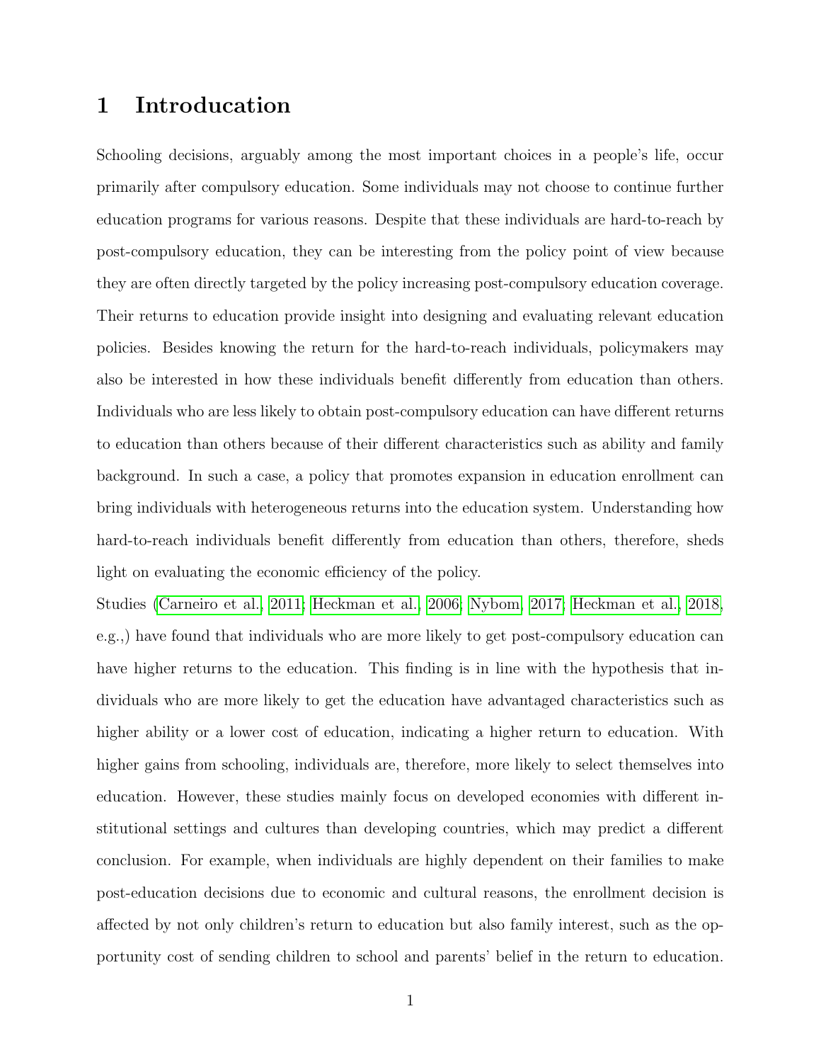# 1 Introducation

Schooling decisions, arguably among the most important choices in a people's life, occur primarily after compulsory education. Some individuals may not choose to continue further education programs for various reasons. Despite that these individuals are hard-to-reach by post-compulsory education, they can be interesting from the policy point of view because they are often directly targeted by the policy increasing post-compulsory education coverage. Their returns to education provide insight into designing and evaluating relevant education policies. Besides knowing the return for the hard-to-reach individuals, policymakers may also be interested in how these individuals benefit differently from education than others. Individuals who are less likely to obtain post-compulsory education can have different returns to education than others because of their different characteristics such as ability and family background. In such a case, a policy that promotes expansion in education enrollment can bring individuals with heterogeneous returns into the education system. Understanding how hard-to-reach individuals benefit differently from education than others, therefore, sheds light on evaluating the economic efficiency of the policy.

Studies (Carneiro et al., 2011; Heckman et al., 2006; Nybom, 2017; Heckman et al., 2018, e.g.,) have found that individuals who are more likely to get post-compulsory education can have higher returns to the education. This finding is in line with the hypothesis that individuals who are more likely to get the education have advantaged characteristics such as higher ability or a lower cost of education, indicating a higher return to education. With higher gains from schooling, individuals are, therefore, more likely to select themselves into education. However, these studies mainly focus on developed economies with different institutional settings and cultures than developing countries, which may predict a different conclusion. For example, when individuals are highly dependent on their families to make post-education decisions due to economic and cultural reasons, the enrollment decision is affected by not only children's return to education but also family interest, such as the opportunity cost of sending children to school and parents' belief in the return to education.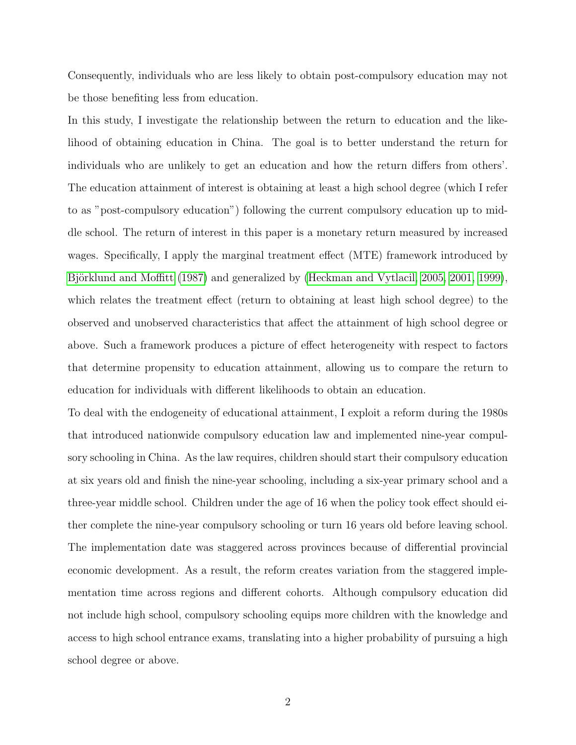Consequently, individuals who are less likely to obtain post-compulsory education may not be those benefiting less from education.

In this study, I investigate the relationship between the return to education and the likelihood of obtaining education in China. The goal is to better understand the return for individuals who are unlikely to get an education and how the return differs from others'. The education attainment of interest is obtaining at least a high school degree (which I refer to as "post-compulsory education") following the current compulsory education up to middle school. The return of interest in this paper is a monetary return measured by increased wages. Specifically, I apply the marginal treatment effect (MTE) framework introduced by Björklund and Moffitt (1987) and generalized by (Heckman and Vytlacil, 2005, 2001, 1999), which relates the treatment effect (return to obtaining at least high school degree) to the observed and unobserved characteristics that affect the attainment of high school degree or above. Such a framework produces a picture of effect heterogeneity with respect to factors that determine propensity to education attainment, allowing us to compare the return to education for individuals with different likelihoods to obtain an education.

To deal with the endogeneity of educational attainment, I exploit a reform during the 1980s that introduced nationwide compulsory education law and implemented nine-year compulsory schooling in China. As the law requires, children should start their compulsory education at six years old and finish the nine-year schooling, including a six-year primary school and a three-year middle school. Children under the age of 16 when the policy took effect should either complete the nine-year compulsory schooling or turn 16 years old before leaving school. The implementation date was staggered across provinces because of differential provincial economic development. As a result, the reform creates variation from the staggered implementation time across regions and different cohorts. Although compulsory education did not include high school, compulsory schooling equips more children with the knowledge and access to high school entrance exams, translating into a higher probability of pursuing a high school degree or above.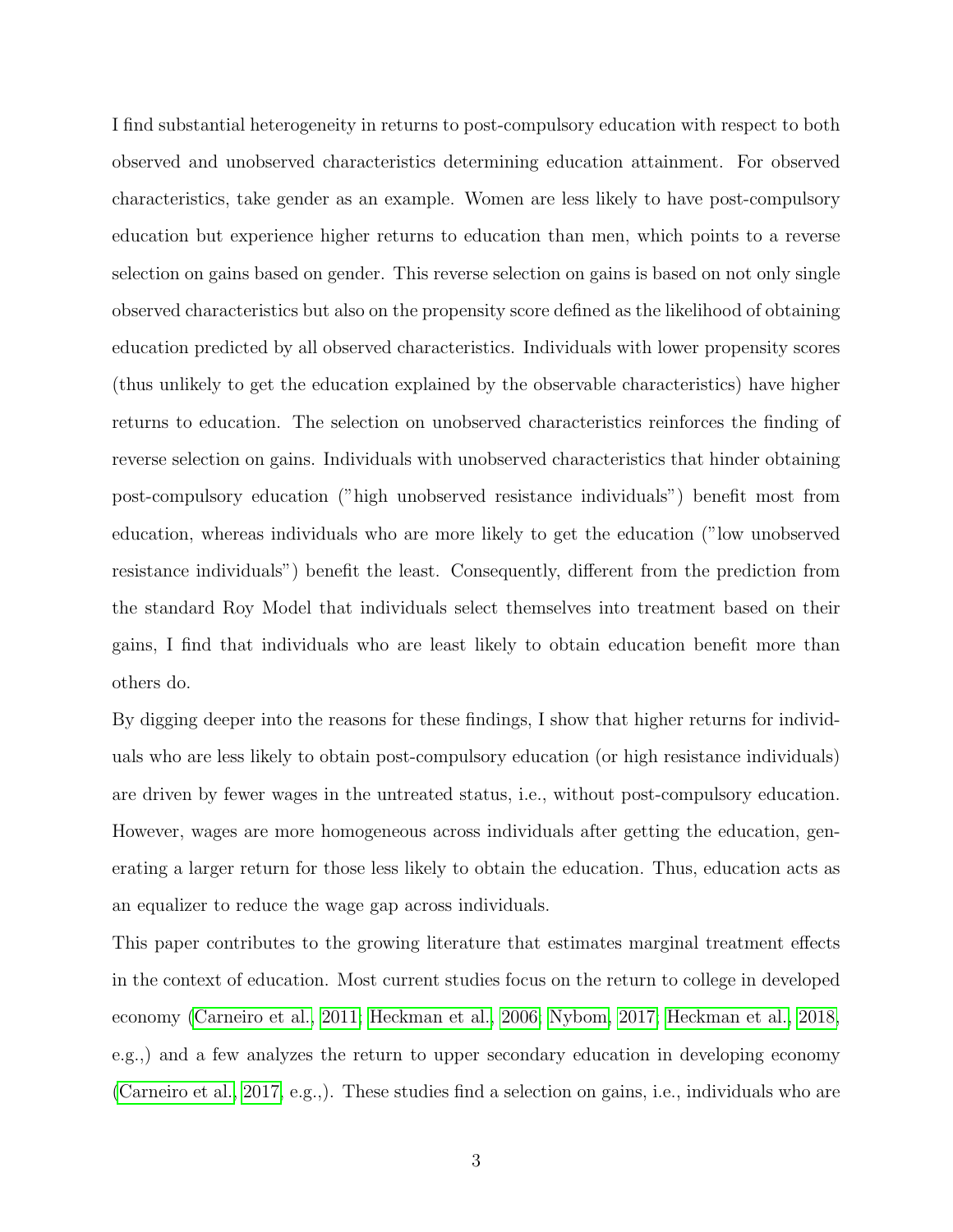I find substantial heterogeneity in returns to post-compulsory education with respect to both observed and unobserved characteristics determining education attainment. For observed characteristics, take gender as an example. Women are less likely to have post-compulsory education but experience higher returns to education than men, which points to a reverse selection on gains based on gender. This reverse selection on gains is based on not only single observed characteristics but also on the propensity score defined as the likelihood of obtaining education predicted by all observed characteristics. Individuals with lower propensity scores (thus unlikely to get the education explained by the observable characteristics) have higher returns to education. The selection on unobserved characteristics reinforces the finding of reverse selection on gains. Individuals with unobserved characteristics that hinder obtaining post-compulsory education ("high unobserved resistance individuals") benefit most from education, whereas individuals who are more likely to get the education ("low unobserved resistance individuals") benefit the least. Consequently, different from the prediction from the standard Roy Model that individuals select themselves into treatment based on their gains, I find that individuals who are least likely to obtain education benefit more than others do.

By digging deeper into the reasons for these findings, I show that higher returns for individuals who are less likely to obtain post-compulsory education (or high resistance individuals) are driven by fewer wages in the untreated status, i.e., without post-compulsory education. However, wages are more homogeneous across individuals after getting the education, generating a larger return for those less likely to obtain the education. Thus, education acts as an equalizer to reduce the wage gap across individuals.

This paper contributes to the growing literature that estimates marginal treatment effects in the context of education. Most current studies focus on the return to college in developed economy (Carneiro et al., 2011; Heckman et al., 2006; Nybom, 2017; Heckman et al., 2018, e.g.,) and a few analyzes the return to upper secondary education in developing economy (Carneiro et al., 2017, e.g.,). These studies find a selection on gains, i.e., individuals who are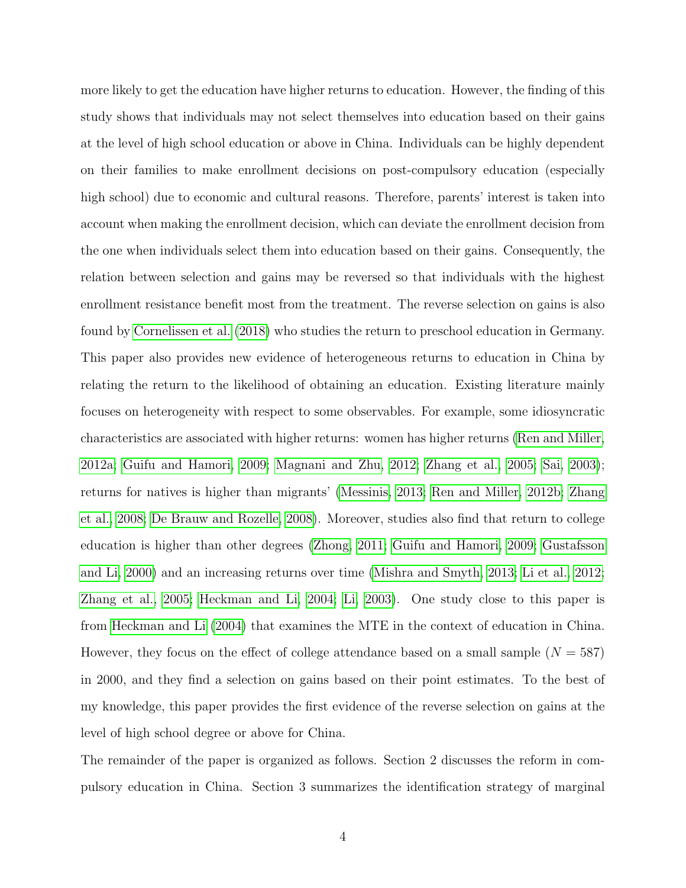more likely to get the education have higher returns to education. However, the finding of this study shows that individuals may not select themselves into education based on their gains at the level of high school education or above in China. Individuals can be highly dependent on their families to make enrollment decisions on post-compulsory education (especially high school) due to economic and cultural reasons. Therefore, parents' interest is taken into account when making the enrollment decision, which can deviate the enrollment decision from the one when individuals select them into education based on their gains. Consequently, the relation between selection and gains may be reversed so that individuals with the highest enrollment resistance benefit most from the treatment. The reverse selection on gains is also found by Cornelissen et al. (2018) who studies the return to preschool education in Germany. This paper also provides new evidence of heterogeneous returns to education in China by relating the return to the likelihood of obtaining an education. Existing literature mainly focuses on heterogeneity with respect to some observables. For example, some idiosyncratic characteristics are associated with higher returns: women has higher returns (Ren and Miller, 2012a; Guifu and Hamori, 2009; Magnani and Zhu, 2012; Zhang et al., 2005; Sai, 2003); returns for natives is higher than migrants' (Messinis, 2013; Ren and Miller, 2012b; Zhang et al., 2008; De Brauw and Rozelle, 2008). Moreover, studies also find that return to college education is higher than other degrees (Zhong, 2011; Guifu and Hamori, 2009; Gustafsson and Li, 2000) and an increasing returns over time (Mishra and Smyth, 2013; Li et al., 2012; Zhang et al., 2005; Heckman and Li, 2004; Li, 2003). One study close to this paper is from Heckman and Li (2004) that examines the MTE in the context of education in China. However, they focus on the effect of college attendance based on a small sample ($N = 587$) in 2000, and they find a selection on gains based on their point estimates. To the best of my knowledge, this paper provides the first evidence of the reverse selection on gains at the level of high school degree or above for China.

The remainder of the paper is organized as follows. Section 2 discusses the reform in compulsory education in China. Section 3 summarizes the identification strategy of marginal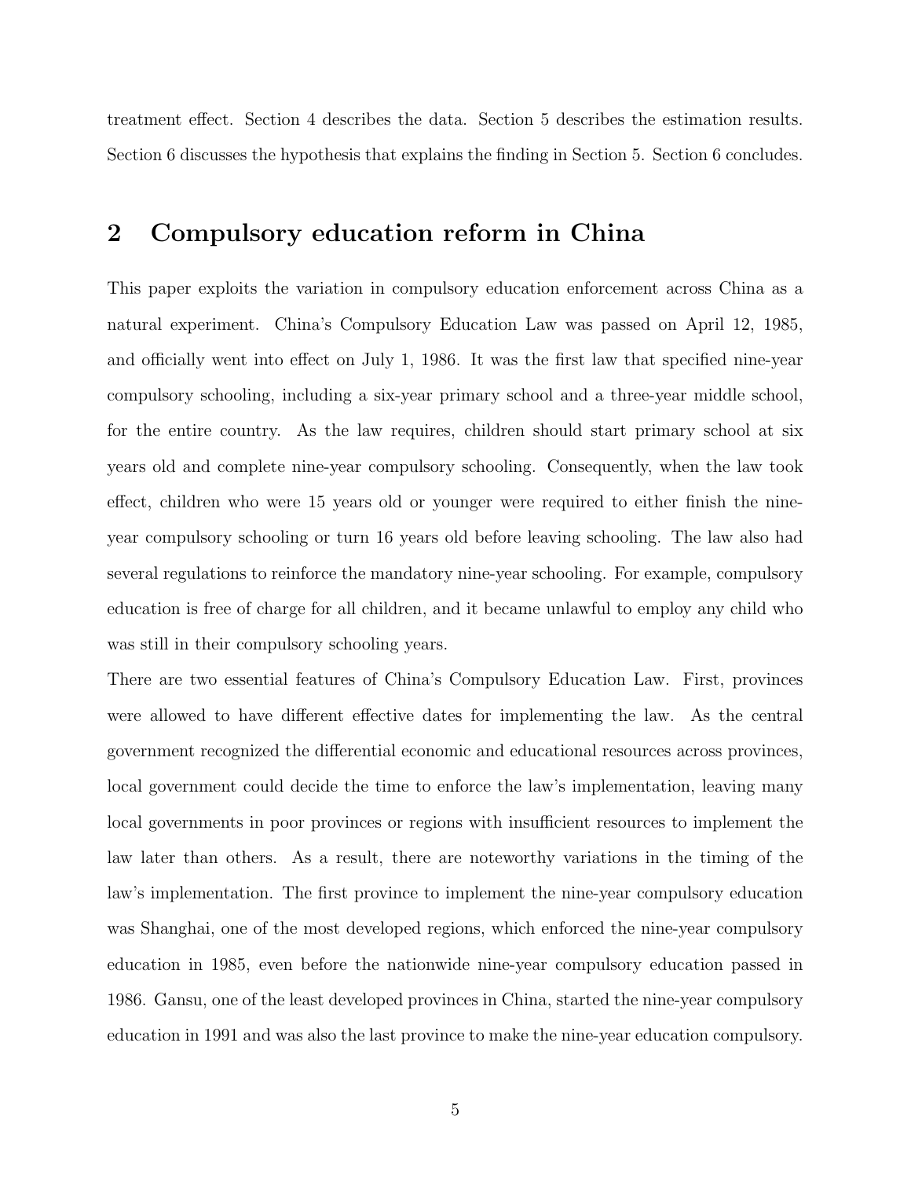treatment effect. Section 4 describes the data. Section 5 describes the estimation results. Section 6 discusses the hypothesis that explains the finding in Section 5. Section 6 concludes.

## 2 Compulsory education reform in China

This paper exploits the variation in compulsory education enforcement across China as a natural experiment. China's Compulsory Education Law was passed on April 12, 1985, and officially went into effect on July 1, 1986. It was the first law that specified nine-year compulsory schooling, including a six-year primary school and a three-year middle school, for the entire country. As the law requires, children should start primary school at six years old and complete nine-year compulsory schooling. Consequently, when the law took effect, children who were 15 years old or younger were required to either finish the nine-year compulsory schooling or turn 16 years old before leaving schooling. The law also had several regulations to reinforce the mandatory nine-year schooling. For example, compulsory education is free of charge for all children, and it became unlawful to employ any child who was still in their compulsory schooling years.

There are two essential features of China's Compulsory Education Law. First, provinces were allowed to have different effective dates for implementing the law. As the central government recognized the differential economic and educational resources across provinces, local government could decide the time to enforce the law's implementation, leaving many local governments in poor provinces or regions with insufficient resources to implement the law later than others. As a result, there are noteworthy variations in the timing of the law's implementation. The first province to implement the nine-year compulsory education was Shanghai, one of the most developed regions, which enforced the nine-year compulsory education in 1985, even before the nationwide nine-year compulsory education passed in 1986. Gansu, one of the least developed provinces in China, started the nine-year compulsory education in 1991 and was also the last province to make the nine-year education compulsory.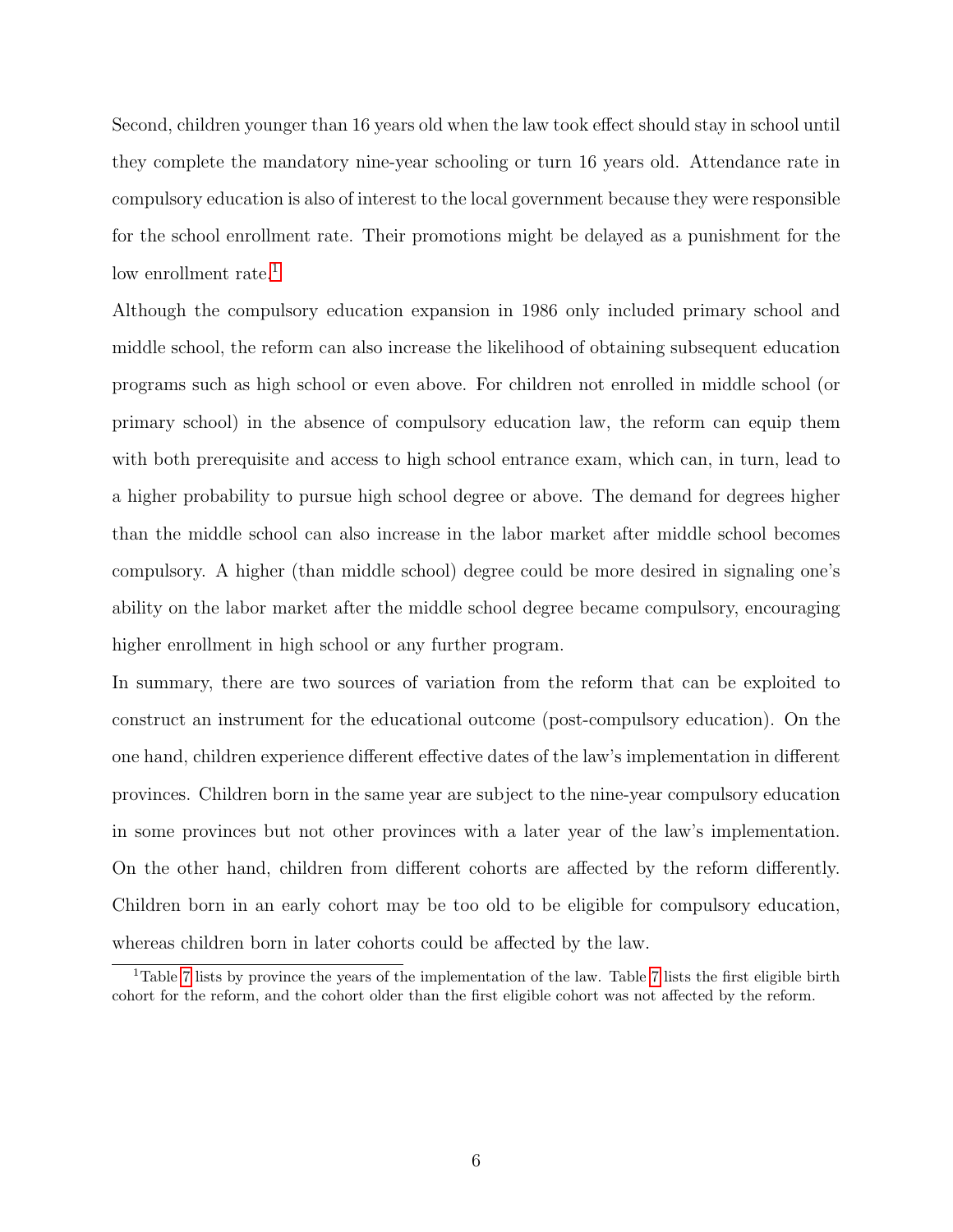Second, children younger than 16 years old when the law took effect should stay in school until they complete the mandatory nine-year schooling or turn 16 years old. Attendance rate in compulsory education is also of interest to the local government because they were responsible for the school enrollment rate. Their promotions might be delayed as a punishment for the low enrollment rate.[1]

Although the compulsory education expansion in 1986 only included primary school and middle school, the reform can also increase the likelihood of obtaining subsequent education programs such as high school or even above. For children not enrolled in middle school (or primary school) in the absence of compulsory education law, the reform can equip them with both prerequisite and access to high school entrance exam, which can, in turn, lead to a higher probability to pursue high school degree or above. The demand for degrees higher than the middle school can also increase in the labor market after middle school becomes compulsory. A higher (than middle school) degree could be more desired in signaling one's ability on the labor market after the middle school degree became compulsory, encouraging higher enrollment in high school or any further program.

In summary, there are two sources of variation from the reform that can be exploited to construct an instrument for the educational outcome (post-compulsory education). On the one hand, children experience different effective dates of the law's implementation in different provinces. Children born in the same year are subject to the nine-year compulsory education in some provinces but not other provinces with a later year of the law's implementation. On the other hand, children from different cohorts are affected by the reform differently. Children born in an early cohort may be too old to be eligible for compulsory education, whereas children born in later cohorts could be affected by the law.

[1] Table 7 lists by province the years of the implementation of the law. Table 7 lists the first eligible birth cohort for the reform, and the cohort older than the first eligible cohort was not affected by the reform.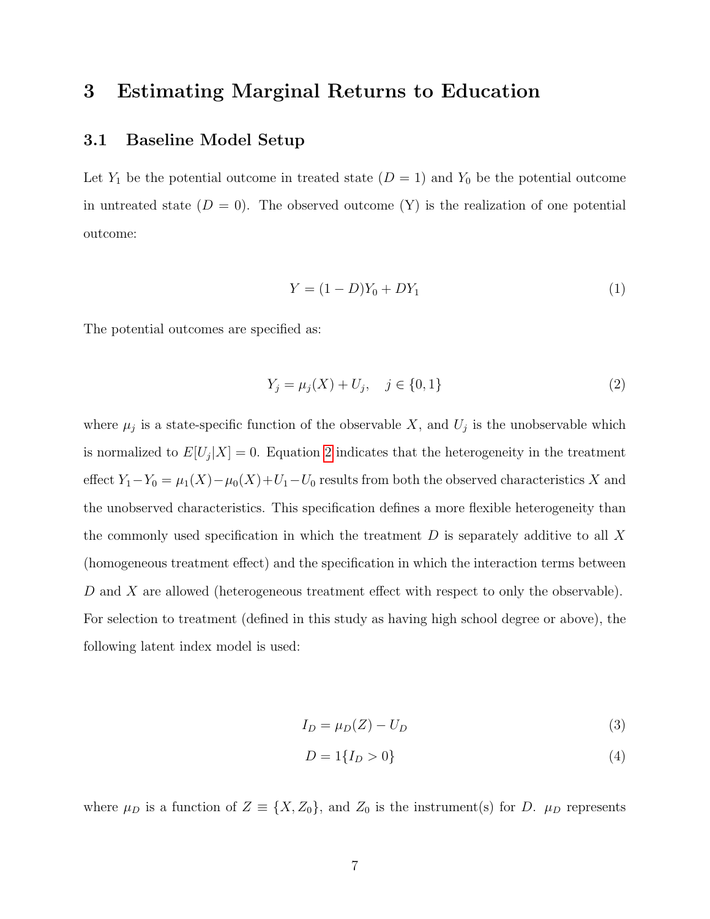# 3 Estimating Marginal Returns to Education

## 3.1 Baseline Model Setup

Let $Y_1$ be the potential outcome in treated state ($D = 1$) and $Y_0$ be the potential outcome in untreated state ($D = 0$). The observed outcome (Y) is the realization of one potential outcome:

$$Y = (1 - D)Y_0 + DY_1 \tag{1}$$

The potential outcomes are specified as:

$$Y_j = \mu_j(X) + U_j, \quad j \in \{0, 1\} \tag{2}$$

where $\mu_j$ is a state-specific function of the observable $X$, and $U_j$ is the unobservable which is normalized to $E[U_j|X] = 0$. Equation 2 indicates that the heterogeneity in the treatment effect $Y_1 - Y_0 = \mu_1(X) - \mu_0(X) + U_1 - U_0$ results from both the observed characteristics $X$ and the unobserved characteristics. This specification defines a more flexible heterogeneity than the commonly used specification in which the treatment $D$ is separately additive to all $X$ (homogeneous treatment effect) and the specification in which the interaction terms between $D$ and $X$ are allowed (heterogeneous treatment effect with respect to only the observable). For selection to treatment (defined in this study as having high school degree or above), the following latent index model is used:

$$I_D = \mu_D(Z) - U_D \tag{3}$$

$$D = 1\{I_D > 0\} \tag{4}$$

where $\mu_D$ is a function of $Z \equiv \{X, Z_0\}$, and $Z_0$ is the instrument(s) for $D$. $\mu_D$ represents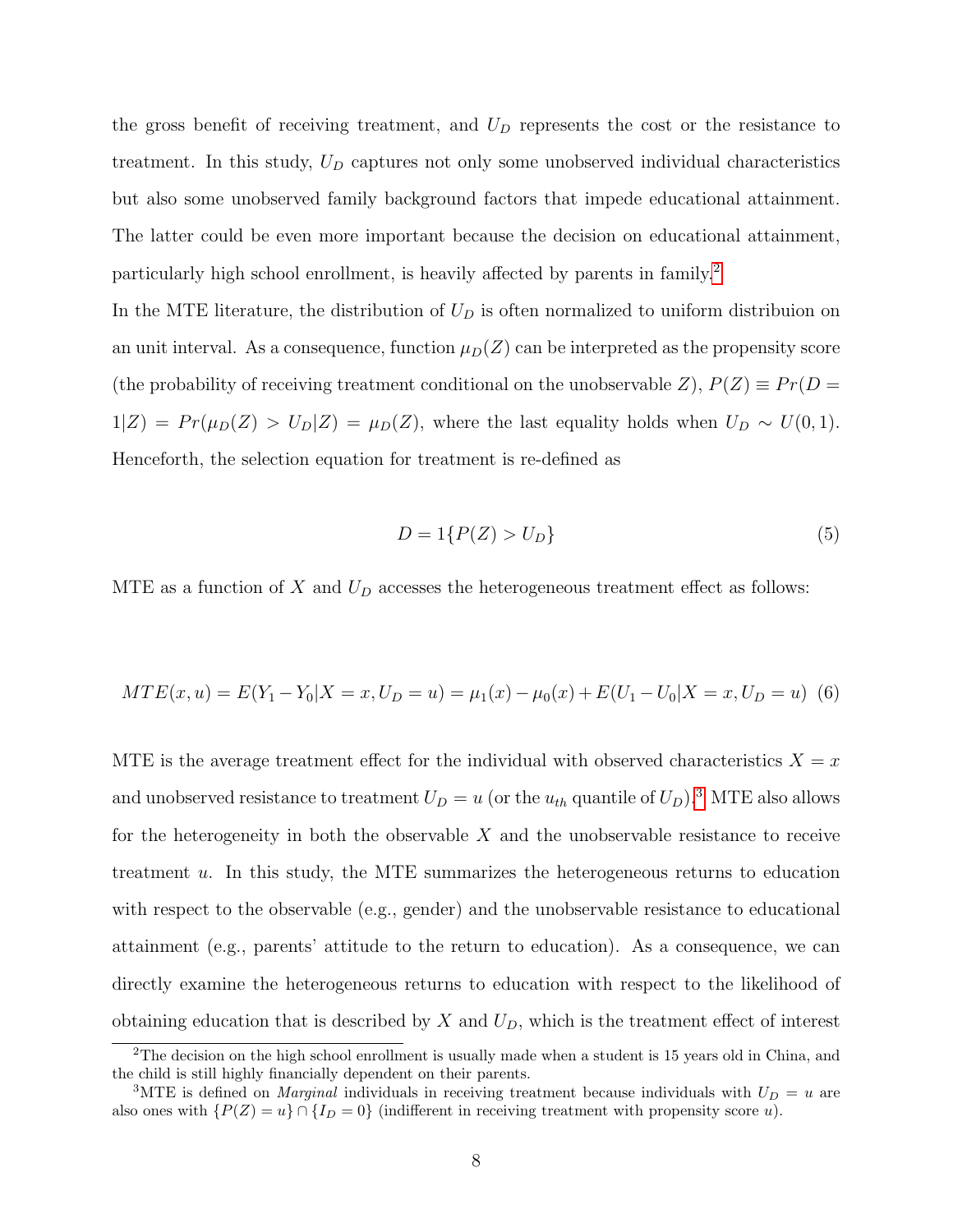the gross benefit of receiving treatment, and $U_D$ represents the cost or the resistance to treatment. In this study, $U_D$ captures not only some unobserved individual characteristics but also some unobserved family background factors that impede educational attainment. The latter could be even more important because the decision on educational attainment, particularly high school enrollment, is heavily affected by parents in family.[2]

In the MTE literature, the distribution of $U_D$ is often normalized to uniform distribuion on an unit interval. As a consequence, function $\mu_D(Z)$ can be interpreted as the propensity score (the probability of receiving treatment conditional on the unobservable $Z$), $P(Z) \equiv Pr(D = 1|Z) = Pr(\mu_D(Z) > U_D|Z) = \mu_D(Z)$, where the last equality holds when $U_D \sim U(0, 1)$. Henceforth, the selection equation for treatment is re-defined as

$$D = 1\{P(Z) > U_D\} \tag{5}$$

MTE as a function of $X$ and $U_D$ accesses the heterogeneous treatment effect as follows:

$$MTE(x, u) = E(Y_1 - Y_0|X = x, U_D = u) = \mu_1(x) - \mu_0(x) + E(U_1 - U_0|X = x, U_D = u) \tag{6}$$

MTE is the average treatment effect for the individual with observed characteristics $X = x$ and unobserved resistance to treatment $U_D = u$ (or the $u_{th}$ quantile of $U_D$).[3] MTE also allows for the heterogeneity in both the observable $X$ and the unobservable resistance to receive treatment $u$. In this study, the MTE summarizes the heterogeneous returns to education with respect to the observable (e.g., gender) and the unobservable resistance to educational attainment (e.g., parents' attitude to the return to education). As a consequence, we can directly examine the heterogeneous returns to education with respect to the likelihood of obtaining education that is described by $X$ and $U_D$, which is the treatment effect of interest

[2] The decision on the high school enrollment is usually made when a student is 15 years old in China, and the child is still highly financially dependent on their parents.

[3] MTE is defined on *Marginal* individuals in receiving treatment because individuals with $U_D = u$ are also ones with $\{P(Z) = u\} \cap \{I_D = 0\}$ (indifferent in receiving treatment with propensity score $u$).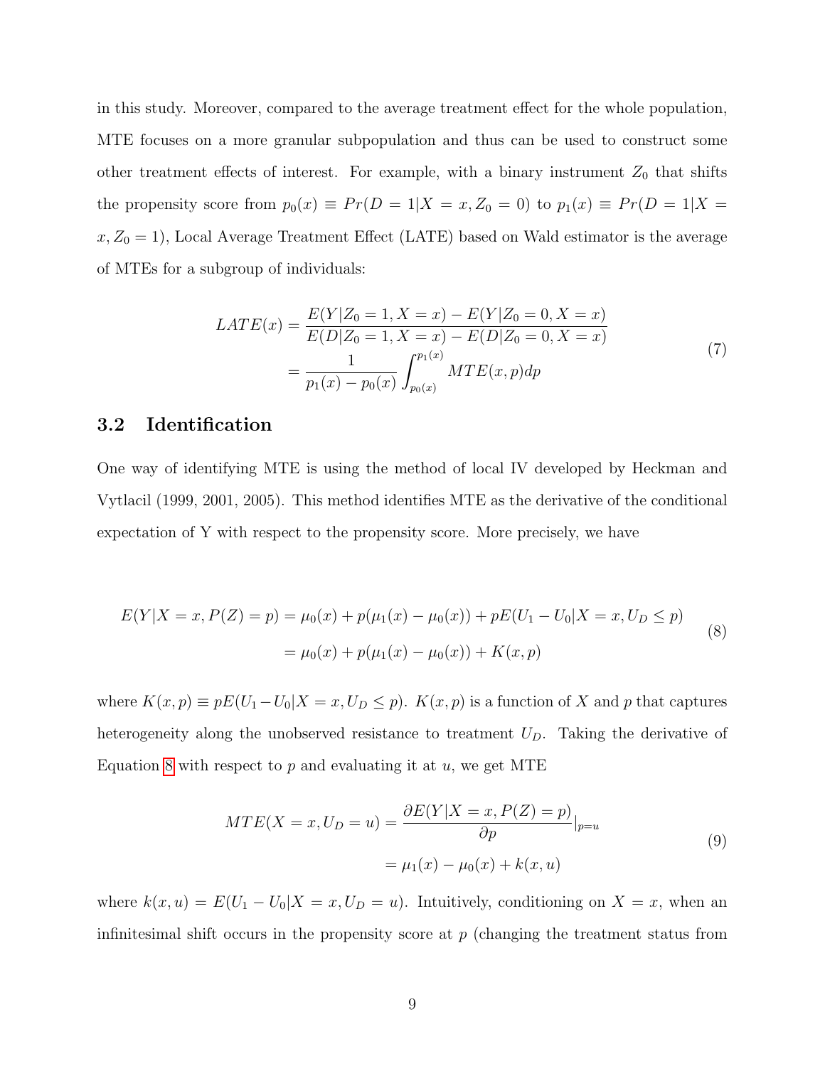in this study. Moreover, compared to the average treatment effect for the whole population, MTE focuses on a more granular subpopulation and thus can be used to construct some other treatment effects of interest. For example, with a binary instrument $Z_0$ that shifts the propensity score from $p_0(x) \equiv Pr(D = 1|X = x, Z_0 = 0)$ to $p_1(x) \equiv Pr(D = 1|X = x, Z_0 = 1)$, Local Average Treatment Effect (LATE) based on Wald estimator is the average of MTEs for a subgroup of individuals:

$$
\begin{aligned}
LATE(x) &= \frac{E(Y|Z_0 = 1, X = x) - E(Y|Z_0 = 0, X = x)}{E(D|Z_0 = 1, X = x) - E(D|Z_0 = 0, X = x)} \\
&= \frac{1}{p_1(x) - p_0(x)} \int_{p_0(x)}^{p_1(x)} MTE(x, p)dp
\end{aligned}
\tag{7}
$$

### 3.2 Identification

One way of identifying MTE is using the method of local IV developed by Heckman and Vytlacil (1999, 2001, 2005). This method identifies MTE as the derivative of the conditional expectation of Y with respect to the propensity score. More precisely, we have

$$
\begin{aligned}
E(Y|X = x, P(Z) = p) &= \mu_0(x) + p(\mu_1(x) - \mu_0(x)) + pE(U_1 - U_0|X = x, U_D \leq p) \\
&= \mu_0(x) + p(\mu_1(x) - \mu_0(x)) + K(x, p)
\end{aligned}
\tag{8}
$$

where $K(x, p) \equiv pE(U_1 - U_0|X = x, U_D \leq p)$. $K(x, p)$ is a function of $X$ and $p$ that captures heterogeneity along the unobserved resistance to treatment $U_D$. Taking the derivative of Equation 8 with respect to $p$ and evaluating it at $u$, we get MTE

$$
\begin{aligned}
MTE(X = x, U_D = u) &= \frac{\partial E(Y|X = x, P(Z) = p)}{\partial p}\Big|_{p=u} \\
&= \mu_1(x) - \mu_0(x) + k(x, u)
\end{aligned}
\tag{9}
$$

where $k(x, u) = E(U_1 - U_0|X = x, U_D = u)$. Intuitively, conditioning on $X = x$, when an infinitesimal shift occurs in the propensity score at $p$ (changing the treatment status from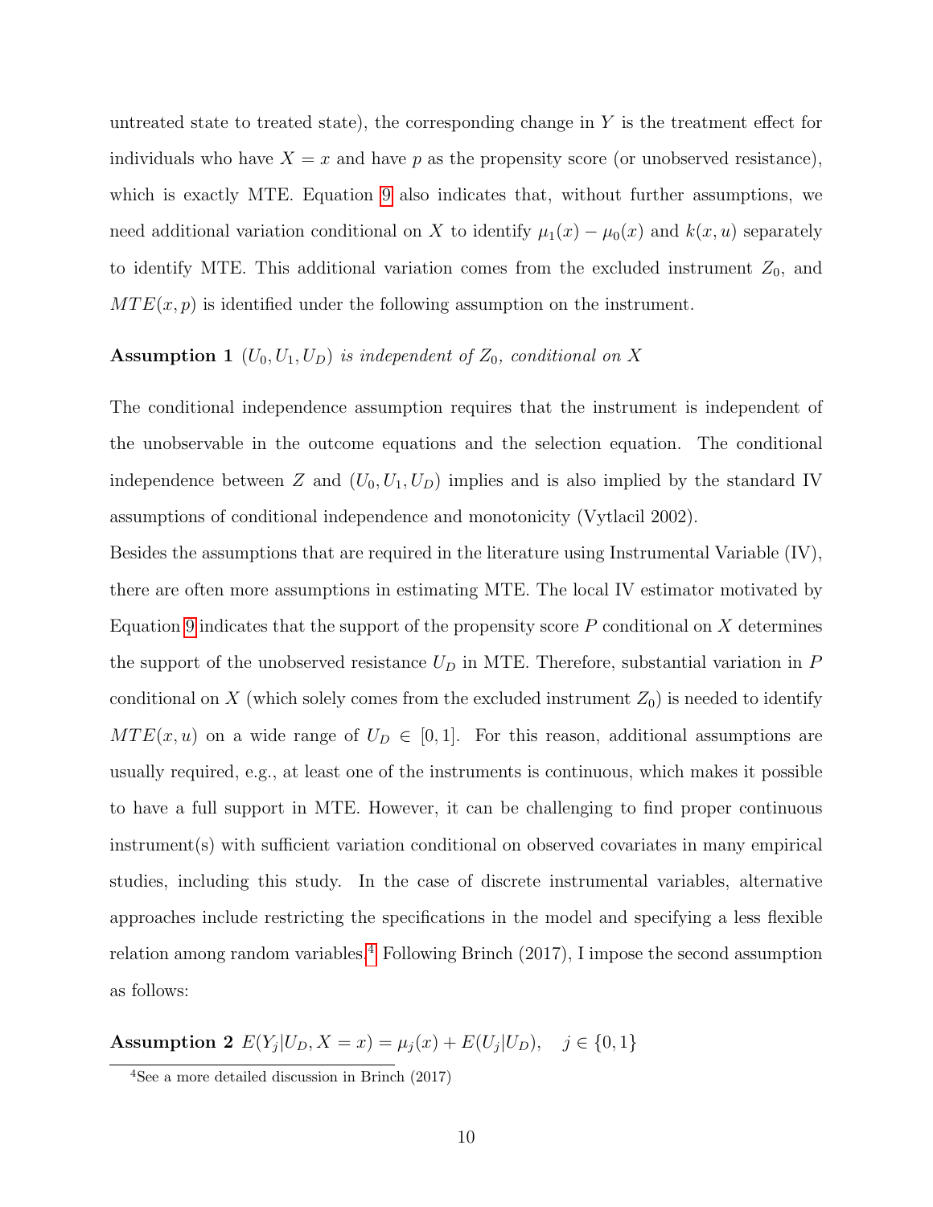untreated state to treated state), the corresponding change in $Y$ is the treatment effect for individuals who have $X = x$ and have $p$ as the propensity score (or unobserved resistance), which is exactly MTE. Equation 9 also indicates that, without further assumptions, we need additional variation conditional on $X$ to identify $\mu_1(x) - \mu_0(x)$ and $k(x, u)$ separately to identify MTE. This additional variation comes from the excluded instrument $Z_0$, and $MTE(x, p)$ is identified under the following assumption on the instrument.

**Assumption 1** *$(U_0, U_1, U_D)$ is independent of $Z_0$, conditional on $X$*

The conditional independence assumption requires that the instrument is independent of the unobservable in the outcome equations and the selection equation. The conditional independence between $Z$ and $(U_0, U_1, U_D)$ implies and is also implied by the standard IV assumptions of conditional independence and monotonicity (Vytlacil 2002).

Besides the assumptions that are required in the literature using Instrumental Variable (IV), there are often more assumptions in estimating MTE. The local IV estimator motivated by Equation 9 indicates that the support of the propensity score $P$ conditional on $X$ determines the support of the unobserved resistance $U_D$ in MTE. Therefore, substantial variation in $P$ conditional on $X$ (which solely comes from the excluded instrument $Z_0$) is needed to identify $MTE(x, u)$ on a wide range of $U_D \in [0, 1]$. For this reason, additional assumptions are usually required, e.g., at least one of the instruments is continuous, which makes it possible to have a full support in MTE. However, it can be challenging to find proper continuous instrument(s) with sufficient variation conditional on observed covariates in many empirical studies, including this study. In the case of discrete instrumental variables, alternative approaches include restricting the specifications in the model and specifying a less flexible relation among random variables.[4] Following Brinch (2017), I impose the second assumption as follows:

**Assumption 2** $E(Y_j | U_D, X = x) = \mu_j(x) + E(U_j | U_D), \quad j \in \{0, 1\}$

[4]See a more detailed discussion in Brinch (2017)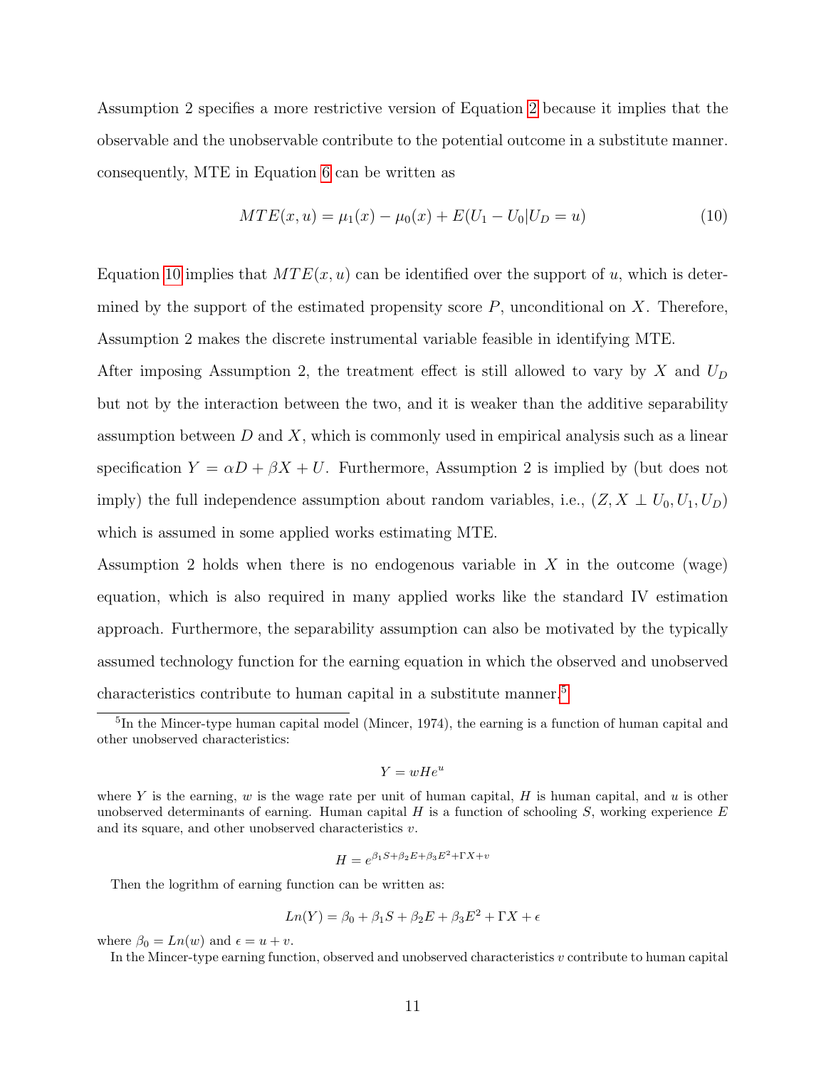Assumption 2 specifies a more restrictive version of Equation 2 because it implies that the observable and the unobservable contribute to the potential outcome in a substitute manner. consequently, MTE in Equation 6 can be written as

$$MTE(x, u) = \mu_1(x) - \mu_0(x) + E(U_1 - U_0|U_D = u) \tag{10}$$

Equation 10 implies that $MTE(x, u)$ can be identified over the support of $u$, which is determined by the support of the estimated propensity score $P$, unconditional on $X$. Therefore, Assumption 2 makes the discrete instrumental variable feasible in identifying MTE.

After imposing Assumption 2, the treatment effect is still allowed to vary by $X$ and $U_D$ but not by the interaction between the two, and it is weaker than the additive separability assumption between $D$ and $X$, which is commonly used in empirical analysis such as a linear specification $Y = \alpha D + \beta X + U$. Furthermore, Assumption 2 is implied by (but does not imply) the full independence assumption about random variables, i.e., $(Z, X \perp U_0, U_1, U_D)$ which is assumed in some applied works estimating MTE.

Assumption 2 holds when there is no endogenous variable in $X$ in the outcome (wage) equation, which is also required in many applied works like the standard IV estimation approach. Furthermore, the separability assumption can also be motivated by the typically assumed technology function for the earning equation in which the observed and unobserved characteristics contribute to human capital in a substitute manner.[5]

---

[5] In the Mincer-type human capital model (Mincer, 1974), the earning is a function of human capital and other unobserved characteristics:

$$Y = wHe^u$$

where $Y$ is the earning, $w$ is the wage rate per unit of human capital, $H$ is human capital, and $u$ is other unobserved determinants of earning. Human capital $H$ is a function of schooling $S$, working experience $E$ and its square, and other unobserved characteristics $v$.

$$H = e^{\beta_1 S + \beta_2 E + \beta_3 E^2 + \Gamma X + v}$$

Then the logrithm of earning function can be written as:

$$Ln(Y) = \beta_0 + \beta_1 S + \beta_2 E + \beta_3 E^2 + \Gamma X + \epsilon$$

where $\beta_0 = Ln(w)$ and $\epsilon = u + v$.

In the Mincer-type earning function, observed and unobserved characteristics $v$ contribute to human capital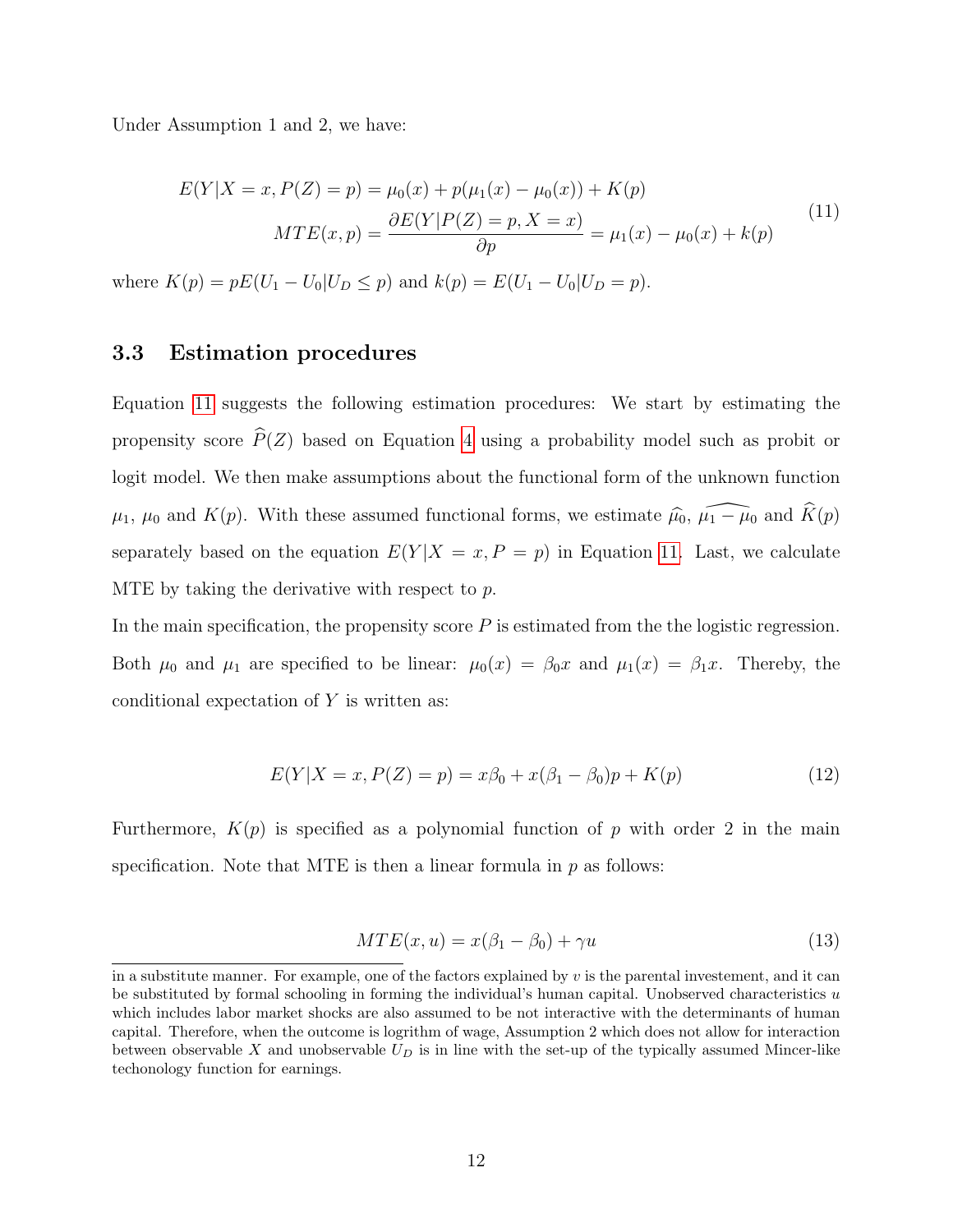Under Assumption 1 and 2, we have:

$$
\begin{aligned}
E(Y|X=x,P(Z)=p) &= \mu_0(x) + p(\mu_1(x) - \mu_0(x)) + K(p) \\
MTE(x,p) = \frac{\partial E(Y|P(Z)=p, X=x)}{\partial p} &= \mu_1(x) - \mu_0(x) + k(p)
\end{aligned}
\tag{11}
$$

where $K(p) = pE(U_1 - U_0|U_D \leq p)$ and $k(p) = E(U_1 - U_0|U_D = p)$.

### 3.3 Estimation procedures

Equation 11 suggests the following estimation procedures: We start by estimating the propensity score $\widehat{P}(Z)$ based on Equation 4 using a probability model such as probit or logit model. We then make assumptions about the functional form of the unknown function $\mu_1$, $\mu_0$ and $K(p)$. With these assumed functional forms, we estimate $\widehat{\mu_0}$, $\widehat{\mu_1 - \mu_0}$ and $\widehat{K}(p)$ separately based on the equation $E(Y|X=x, P=p)$ in Equation 11. Last, we calculate MTE by taking the derivative with respect to $p$.

In the main specification, the propensity score $P$ is estimated from the the logistic regression. Both $\mu_0$ and $\mu_1$ are specified to be linear: $\mu_0(x) = \beta_0 x$ and $\mu_1(x) = \beta_1 x$. Thereby, the conditional expectation of $Y$ is written as:

$$
E(Y|X=x, P(Z)=p) = x\beta_0 + x(\beta_1 - \beta_0)p + K(p) \tag{12}
$$

Furthermore, $K(p)$ is specified as a polynomial function of $p$ with order 2 in the main specification. Note that MTE is then a linear formula in $p$ as follows:

$$
MTE(x,u) = x(\beta_1 - \beta_0) + \gamma u \tag{13}
$$

in a substitute manner. For example, one of the factors explained by $v$ is the parental investement, and it can be substituted by formal schooling in forming the individual's human capital. Unobserved characteristics $u$ which includes labor market shocks are also assumed to be not interactive with the determinants of human capital. Therefore, when the outcome is logrithm of wage, Assumption 2 which does not allow for interaction between observable $X$ and unobservable $U_D$ is in line with the set-up of the typically assumed Mincer-like techonology function for earnings.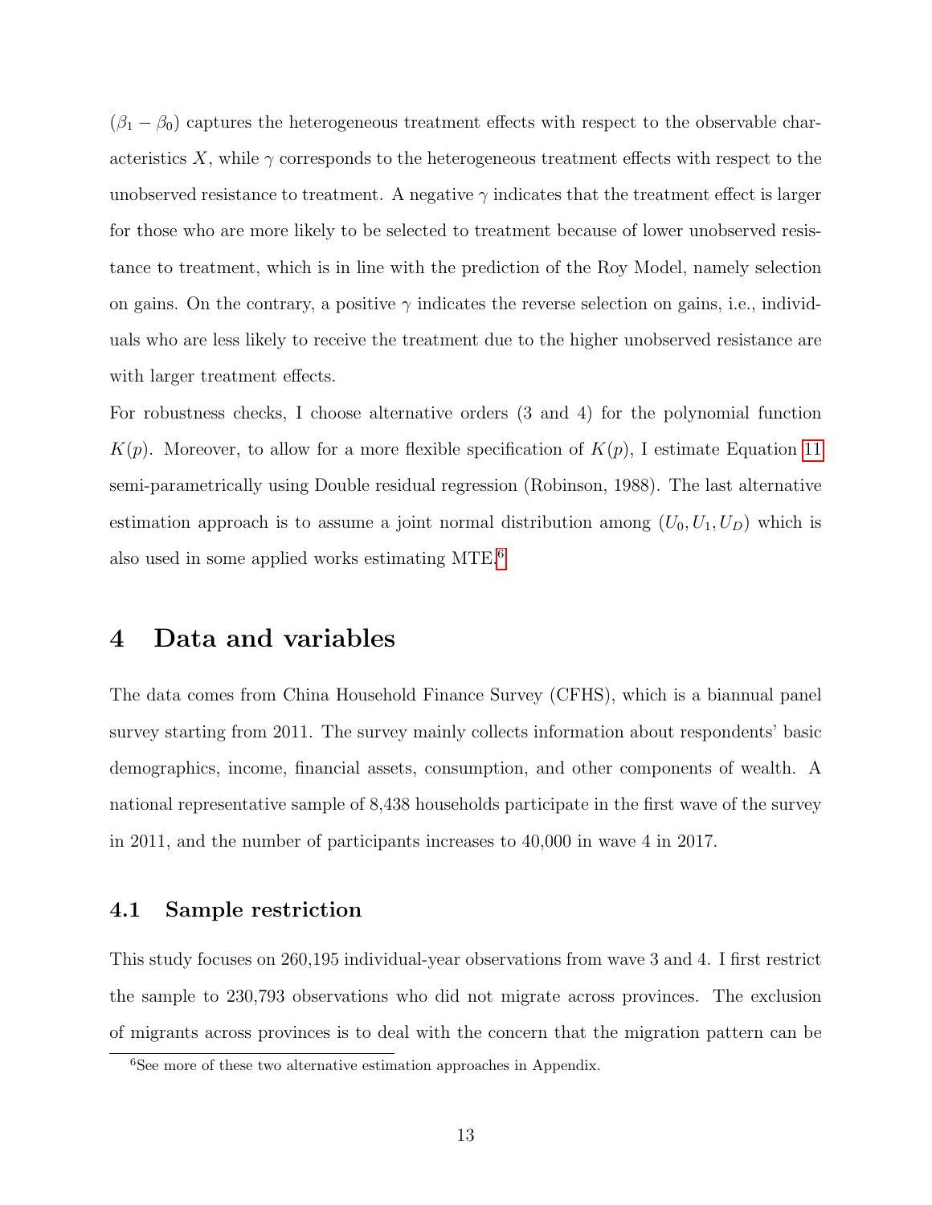$(\beta_1 - \beta_0)$ captures the heterogeneous treatment effects with respect to the observable characteristics $X$, while $\gamma$ corresponds to the heterogeneous treatment effects with respect to the unobserved resistance to treatment. A negative $\gamma$ indicates that the treatment effect is larger for those who are more likely to be selected to treatment because of lower unobserved resistance to treatment, which is in line with the prediction of the Roy Model, namely selection on gains. On the contrary, a positive $\gamma$ indicates the reverse selection on gains, i.e., individuals who are less likely to receive the treatment due to the higher unobserved resistance are with larger treatment effects.

For robustness checks, I choose alternative orders (3 and 4) for the polynomial function $K(p)$. Moreover, to allow for a more flexible specification of $K(p)$, I estimate Equation 11 semi-parametrically using Double residual regression (Robinson, 1988). The last alternative estimation approach is to assume a joint normal distribution among $(U_0, U_1, U_D)$ which is also used in some applied works estimating MTE.[6]

# 4 Data and variables

The data comes from China Household Finance Survey (CFHS), which is a biannual panel survey starting from 2011. The survey mainly collects information about respondents' basic demographics, income, financial assets, consumption, and other components of wealth. A national representative sample of 8,438 households participate in the first wave of the survey in 2011, and the number of participants increases to 40,000 in wave 4 in 2017.

## 4.1 Sample restriction

This study focuses on 260,195 individual-year observations from wave 3 and 4. I first restrict the sample to 230,793 observations who did not migrate across provinces. The exclusion of migrants across provinces is to deal with the concern that the migration pattern can be

[6] See more of these two alternative estimation approaches in Appendix.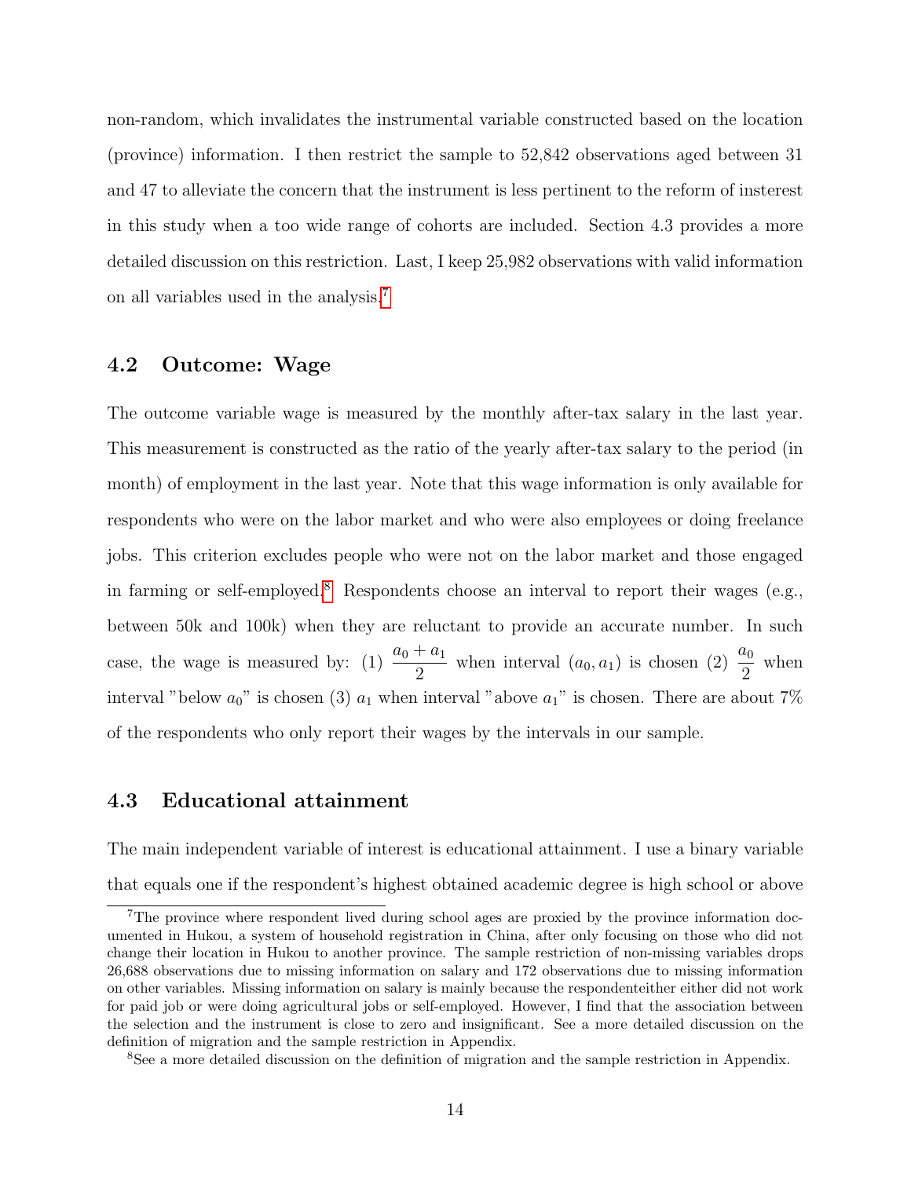non-random, which invalidates the instrumental variable constructed based on the location (province) information. I then restrict the sample to 52,842 observations aged between 31 and 47 to alleviate the concern that the instrument is less pertinent to the reform of insterest in this study when a too wide range of cohorts are included. Section 4.3 provides a more detailed discussion on this restriction. Last, I keep 25,982 observations with valid information on all variables used in the analysis.[7]

## 4.2 Outcome: Wage

The outcome variable wage is measured by the monthly after-tax salary in the last year. This measurement is constructed as the ratio of the yearly after-tax salary to the period (in month) of employment in the last year. Note that this wage information is only available for respondents who were on the labor market and who were also employees or doing freelance jobs. This criterion excludes people who were not on the labor market and those engaged in farming or self-employed.[8] Respondents choose an interval to report their wages (e.g., between 50k and 100k) when they are reluctant to provide an accurate number. In such case, the wage is measured by: (1) $\frac{a_0 + a_1}{2}$ when interval $(a_0, a_1)$ is chosen (2) $\frac{a_0}{2}$ when interval "below $a_0$" is chosen (3) $a_1$ when interval "above $a_1$" is chosen. There are about 7% of the respondents who only report their wages by the intervals in our sample.

## 4.3 Educational attainment

The main independent variable of interest is educational attainment. I use a binary variable that equals one if the respondent's highest obtained academic degree is high school or above

---

[7] The province where respondent lived during school ages are proxied by the province information documented in Hukou, a system of household registration in China, after only focusing on those who did not change their location in Hukou to another province. The sample restriction of non-missing variables drops 26,688 observations due to missing information on salary and 172 observations due to missing information on other variables. Missing information on salary is mainly because the respondenteither either did not work for paid job or were doing agricultural jobs or self-employed. However, I find that the association between the selection and the instrument is close to zero and insignificant. See a more detailed discussion on the definition of migration and the sample restriction in Appendix.

[8] See a more detailed discussion on the definition of migration and the sample restriction in Appendix.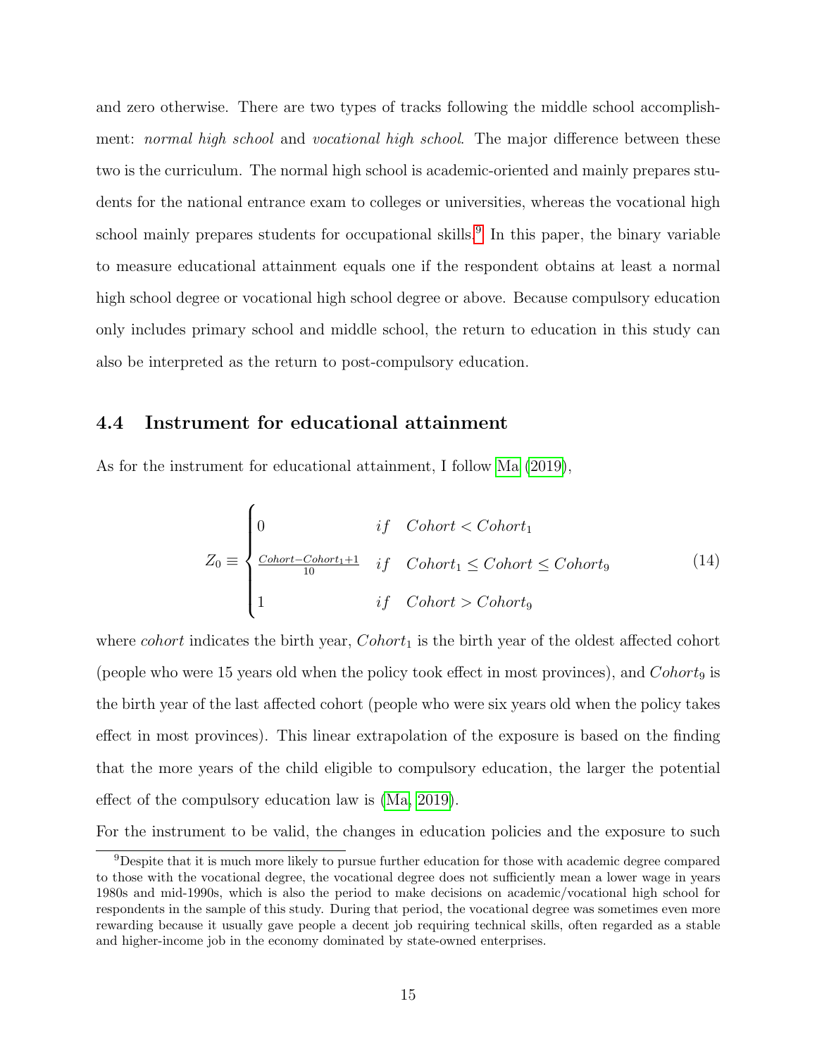and zero otherwise. There are two types of tracks following the middle school accomplishment: *normal high school* and *vocational high school*. The major difference between these two is the curriculum. The normal high school is academic-oriented and mainly prepares students for the national entrance exam to colleges or universities, whereas the vocational high school mainly prepares students for occupational skills.[9] In this paper, the binary variable to measure educational attainment equals one if the respondent obtains at least a normal high school degree or vocational high school degree or above. Because compulsory education only includes primary school and middle school, the return to education in this study can also be interpreted as the return to post-compulsory education.

### 4.4 Instrument for educational attainment

As for the instrument for educational attainment, I follow Ma (2019),

$$Z_0 \equiv \begin{cases} 0 & if \quad Cohort < Cohort_1 \\ \frac{Cohort - Cohort_1 + 1}{10} & if \quad Cohort_1 \leq Cohort \leq Cohort_9 \\ 1 & if \quad Cohort > Cohort_9 \end{cases} \tag{14}$$

where *cohort* indicates the birth year, $Cohort_1$ is the birth year of the oldest affected cohort (people who were 15 years old when the policy took effect in most provinces), and $Cohort_9$ is the birth year of the last affected cohort (people who were six years old when the policy takes effect in most provinces). This linear extrapolation of the exposure is based on the finding that the more years of the child eligible to compulsory education, the larger the potential effect of the compulsory education law is (Ma, 2019).

For the instrument to be valid, the changes in education policies and the exposure to such

[9] Despite that it is much more likely to pursue further education for those with academic degree compared to those with the vocational degree, the vocational degree does not sufficiently mean a lower wage in years 1980s and mid-1990s, which is also the period to make decisions on academic/vocational high school for respondents in the sample of this study. During that period, the vocational degree was sometimes even more rewarding because it usually gave people a decent job requiring technical skills, often regarded as a stable and higher-income job in the economy dominated by state-owned enterprises.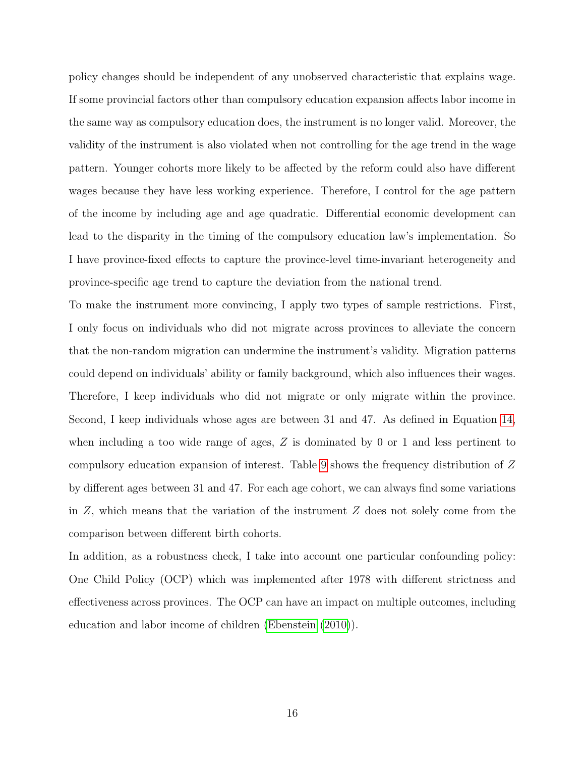policy changes should be independent of any unobserved characteristic that explains wage. If some provincial factors other than compulsory education expansion affects labor income in the same way as compulsory education does, the instrument is no longer valid. Moreover, the validity of the instrument is also violated when not controlling for the age trend in the wage pattern. Younger cohorts more likely to be affected by the reform could also have different wages because they have less working experience. Therefore, I control for the age pattern of the income by including age and age quadratic. Differential economic development can lead to the disparity in the timing of the compulsory education law's implementation. So I have province-fixed effects to capture the province-level time-invariant heterogeneity and province-specific age trend to capture the deviation from the national trend.

To make the instrument more convincing, I apply two types of sample restrictions. First, I only focus on individuals who did not migrate across provinces to alleviate the concern that the non-random migration can undermine the instrument's validity. Migration patterns could depend on individuals' ability or family background, which also influences their wages. Therefore, I keep individuals who did not migrate or only migrate within the province. Second, I keep individuals whose ages are between 31 and 47. As defined in Equation 14, when including a too wide range of ages, $Z$ is dominated by 0 or 1 and less pertinent to compulsory education expansion of interest. Table 9 shows the frequency distribution of $Z$ by different ages between 31 and 47. For each age cohort, we can always find some variations in $Z$, which means that the variation of the instrument $Z$ does not solely come from the comparison between different birth cohorts.

In addition, as a robustness check, I take into account one particular confounding policy: One Child Policy (OCP) which was implemented after 1978 with different strictness and effectiveness across provinces. The OCP can have an impact on multiple outcomes, including education and labor income of children (Ebenstein (2010)).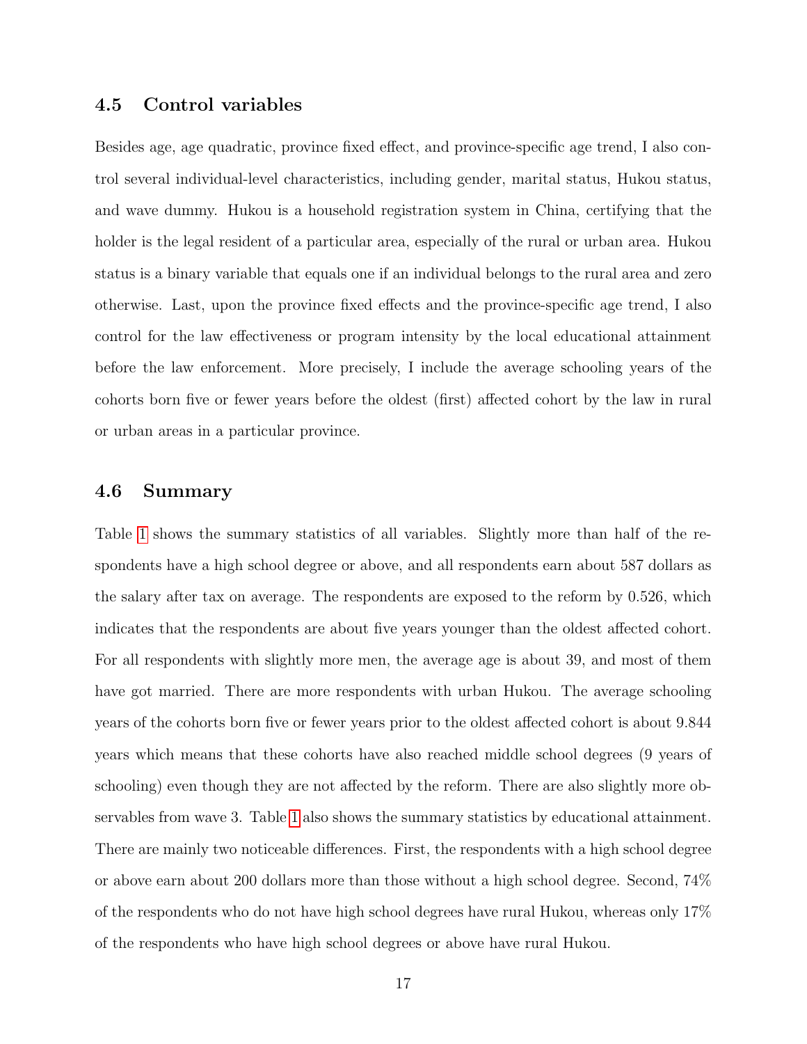### 4.5 Control variables

Besides age, age quadratic, province fixed effect, and province-specific age trend, I also control several individual-level characteristics, including gender, marital status, Hukou status, and wave dummy. Hukou is a household registration system in China, certifying that the holder is the legal resident of a particular area, especially of the rural or urban area. Hukou status is a binary variable that equals one if an individual belongs to the rural area and zero otherwise. Last, upon the province fixed effects and the province-specific age trend, I also control for the law effectiveness or program intensity by the local educational attainment before the law enforcement. More precisely, I include the average schooling years of the cohorts born five or fewer years before the oldest (first) affected cohort by the law in rural or urban areas in a particular province.

### 4.6 Summary

Table 1 shows the summary statistics of all variables. Slightly more than half of the respondents have a high school degree or above, and all respondents earn about 587 dollars as the salary after tax on average. The respondents are exposed to the reform by 0.526, which indicates that the respondents are about five years younger than the oldest affected cohort. For all respondents with slightly more men, the average age is about 39, and most of them have got married. There are more respondents with urban Hukou. The average schooling years of the cohorts born five or fewer years prior to the oldest affected cohort is about 9.844 years which means that these cohorts have also reached middle school degrees (9 years of schooling) even though they are not affected by the reform. There are also slightly more observables from wave 3. Table 1 also shows the summary statistics by educational attainment. There are mainly two noticeable differences. First, the respondents with a high school degree or above earn about 200 dollars more than those without a high school degree. Second, 74% of the respondents who do not have high school degrees have rural Hukou, whereas only 17% of the respondents who have high school degrees or above have rural Hukou.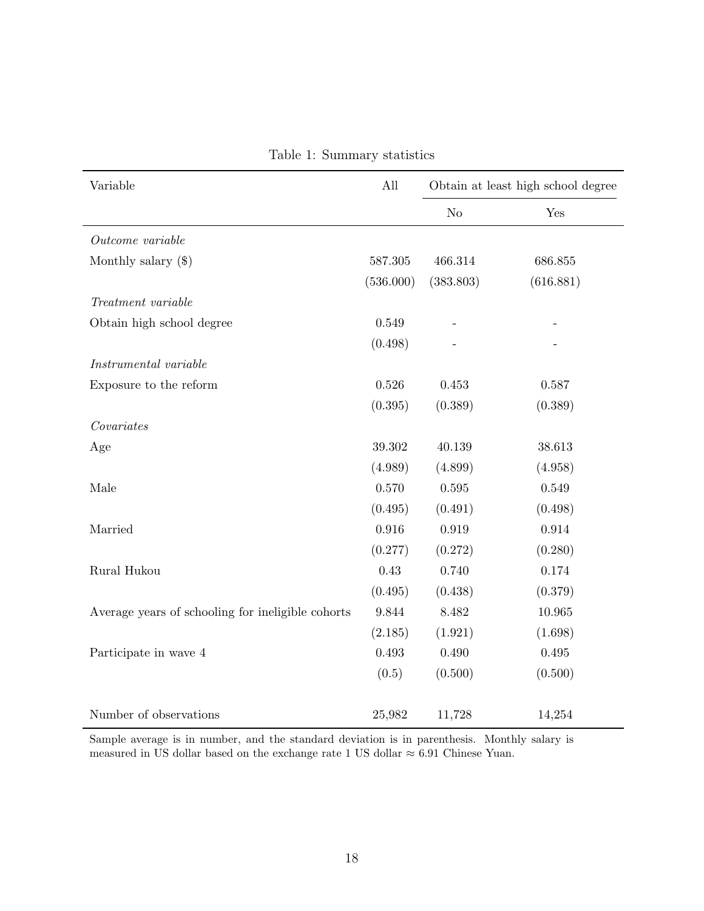Table 1: Summary statistics

| Variable | All | Obtain at least high school degree | |
|---|---|---|---|
| | | No | Yes |
| *Outcome variable* | | | |
| Monthly salary ($) | 587.305 | 466.314 | 686.855 |
| | (536.000) | (383.803) | (616.881) |
| *Treatment variable* | | | |
| Obtain high school degree | 0.549 | - | - |
| | (0.498) | - | - |
| *Instrumental variable* | | | |
| Exposure to the reform | 0.526 | 0.453 | 0.587 |
| | (0.395) | (0.389) | (0.389) |
| *Covariates* | | | |
| Age | 39.302 | 40.139 | 38.613 |
| | (4.989) | (4.899) | (4.958) |
| Male | 0.570 | 0.595 | 0.549 |
| | (0.495) | (0.491) | (0.498) |
| Married | 0.916 | 0.919 | 0.914 |
| | (0.277) | (0.272) | (0.280) |
| Rural Hukou | 0.43 | 0.740 | 0.174 |
| | (0.495) | (0.438) | (0.379) |
| Average years of schooling for ineligible cohorts | 9.844 | 8.482 | 10.965 |
| | (2.185) | (1.921) | (1.698) |
| Participate in wave 4 | 0.493 | 0.490 | 0.495 |
| | (0.5) | (0.500) | (0.500) |
| Number of observations | 25,982 | 11,728 | 14,254 |

Sample average is in number, and the standard deviation is in parenthesis. Monthly salary is measured in US dollar based on the exchange rate 1 US dollar $\approx$ 6.91 Chinese Yuan.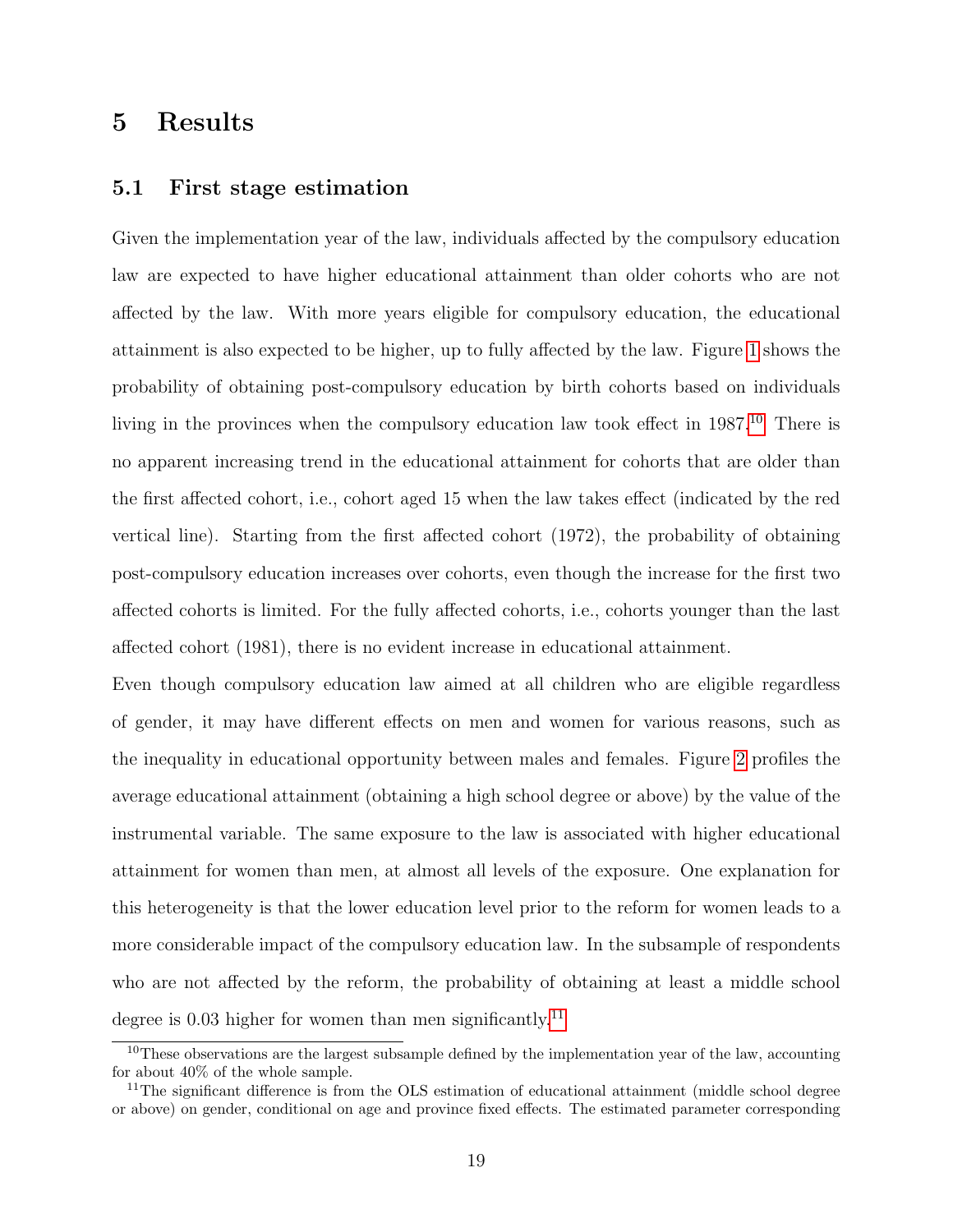# 5 Results

## 5.1 First stage estimation

Given the implementation year of the law, individuals affected by the compulsory education law are expected to have higher educational attainment than older cohorts who are not affected by the law. With more years eligible for compulsory education, the educational attainment is also expected to be higher, up to fully affected by the law. Figure 1 shows the probability of obtaining post-compulsory education by birth cohorts based on individuals living in the provinces when the compulsory education law took effect in 1987.[10] There is no apparent increasing trend in the educational attainment for cohorts that are older than the first affected cohort, i.e., cohort aged 15 when the law takes effect (indicated by the red vertical line). Starting from the first affected cohort (1972), the probability of obtaining post-compulsory education increases over cohorts, even though the increase for the first two affected cohorts is limited. For the fully affected cohorts, i.e., cohorts younger than the last affected cohort (1981), there is no evident increase in educational attainment.

Even though compulsory education law aimed at all children who are eligible regardless of gender, it may have different effects on men and women for various reasons, such as the inequality in educational opportunity between males and females. Figure 2 profiles the average educational attainment (obtaining a high school degree or above) by the value of the instrumental variable. The same exposure to the law is associated with higher educational attainment for women than men, at almost all levels of the exposure. One explanation for this heterogeneity is that the lower education level prior to the reform for women leads to a more considerable impact of the compulsory education law. In the subsample of respondents who are not affected by the reform, the probability of obtaining at least a middle school degree is 0.03 higher for women than men significantly.[11]

[10] These observations are the largest subsample defined by the implementation year of the law, accounting for about 40% of the whole sample.

[11] The significant difference is from the OLS estimation of educational attainment (middle school degree or above) on gender, conditional on age and province fixed effects. The estimated parameter corresponding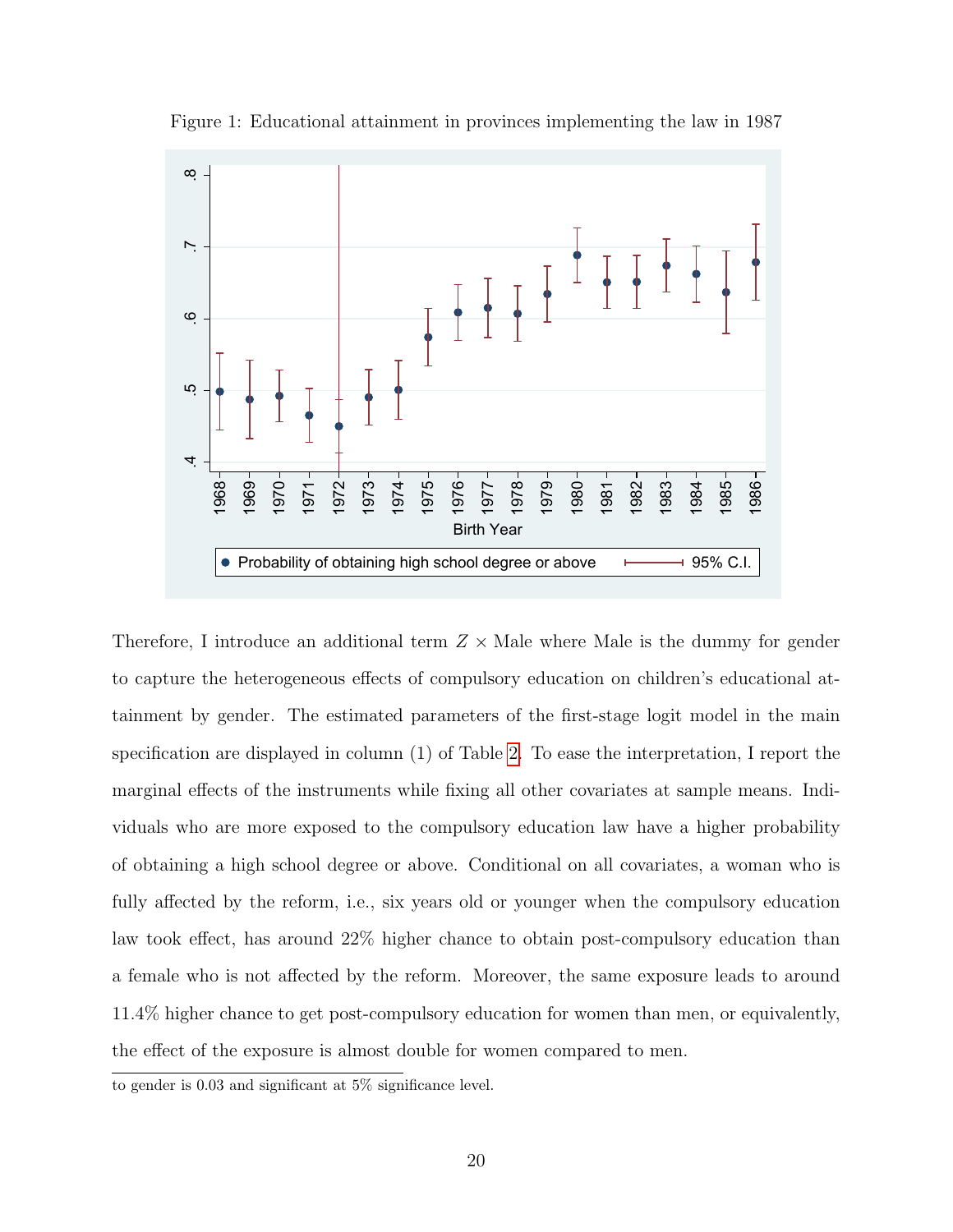Figure 1: Educational attainment in provinces implementing the law in 1987

Therefore, I introduce an additional term $Z \times \text{Male}$ where Male is the dummy for gender to capture the heterogeneous effects of compulsory education on children's educational attainment by gender. The estimated parameters of the first-stage logit model in the main specification are displayed in column (1) of Table 2. To ease the interpretation, I report the marginal effects of the instruments while fixing all other covariates at sample means. Individuals who are more exposed to the compulsory education law have a higher probability of obtaining a high school degree or above. Conditional on all covariates, a woman who is fully affected by the reform, i.e., six years old or younger when the compulsory education law took effect, has around 22% higher chance to obtain post-compulsory education than a female who is not affected by the reform. Moreover, the same exposure leads to around 11.4% higher chance to get post-compulsory education for women than men, or equivalently, the effect of the exposure is almost double for women compared to men.

to gender is 0.03 and significant at 5% significance level.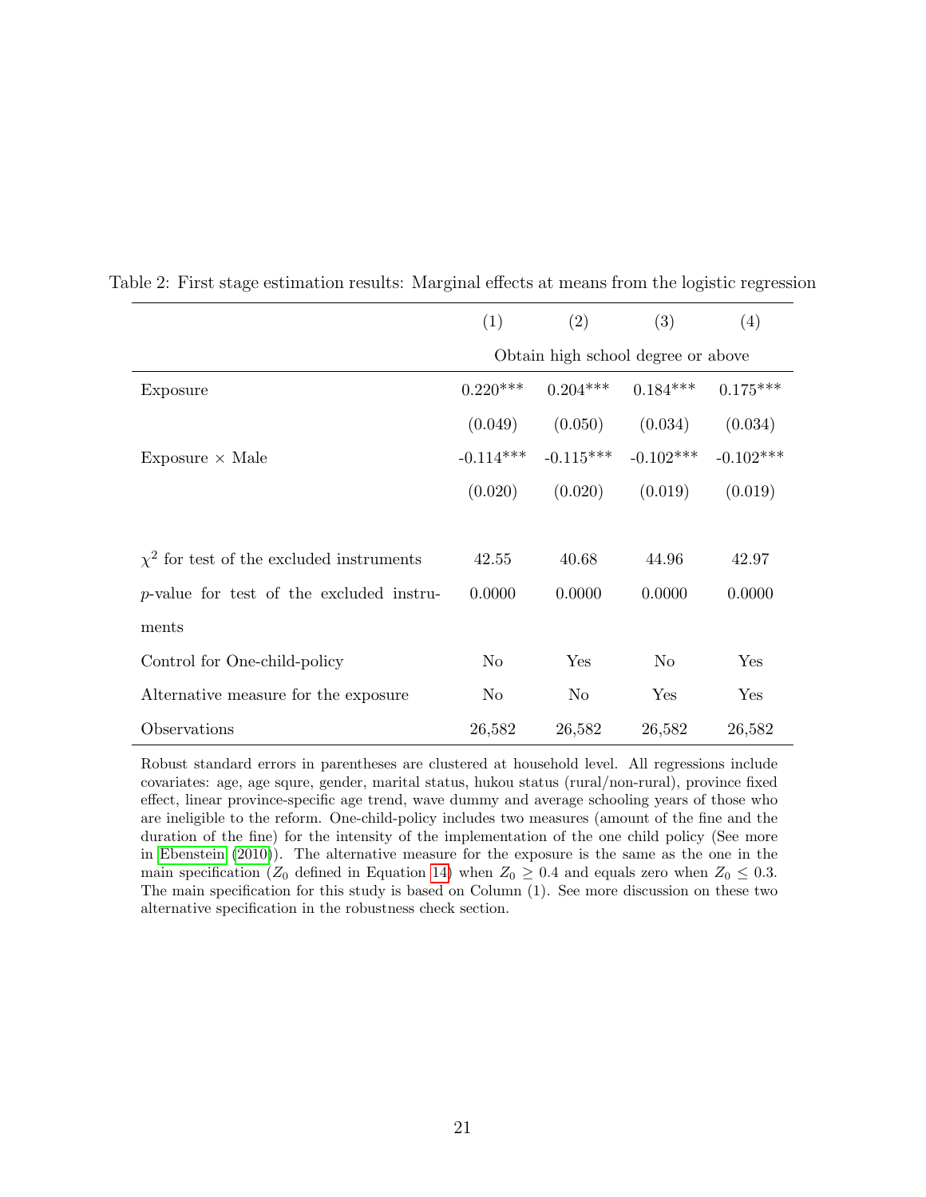Table 2: First stage estimation results: Marginal effects at means from the logistic regression

| | (1) | (2) | (3) | (4) |
|---|---|---|---|---|
| | Obtain high school degree or above | | | |
| Exposure | 0.220*** | 0.204*** | 0.184*** | 0.175*** |
| | (0.049) | (0.050) | (0.034) | (0.034) |
| Exposure × Male | -0.114*** | -0.115*** | -0.102*** | -0.102*** |
| | (0.020) | (0.020) | (0.019) | (0.019) |
| $\chi^2$ for test of the excluded instruments | 42.55 | 40.68 | 44.96 | 42.97 |
| $p$-value for test of the excluded instruments | 0.0000 | 0.0000 | 0.0000 | 0.0000 |
| Control for One-child-policy | No | Yes | No | Yes |
| Alternative measure for the exposure | No | No | Yes | Yes |
| Observations | 26,582 | 26,582 | 26,582 | 26,582 |

Robust standard errors in parentheses are clustered at household level. All regressions include covariates: age, age squre, gender, marital status, hukou status (rural/non-rural), province fixed effect, linear province-specific age trend, wave dummy and average schooling years of those who are ineligible to the reform. One-child-policy includes two measures (amount of the fine and the duration of the fine) for the intensity of the implementation of the one child policy (See more in Ebenstein (2010)). The alternative measure for the exposure is the same as the one in the main specification ($Z_0$ defined in Equation 14) when $Z_0 \geq 0.4$ and equals zero when $Z_0 \leq 0.3$. The main specification for this study is based on Column (1). See more discussion on these two alternative specification in the robustness check section.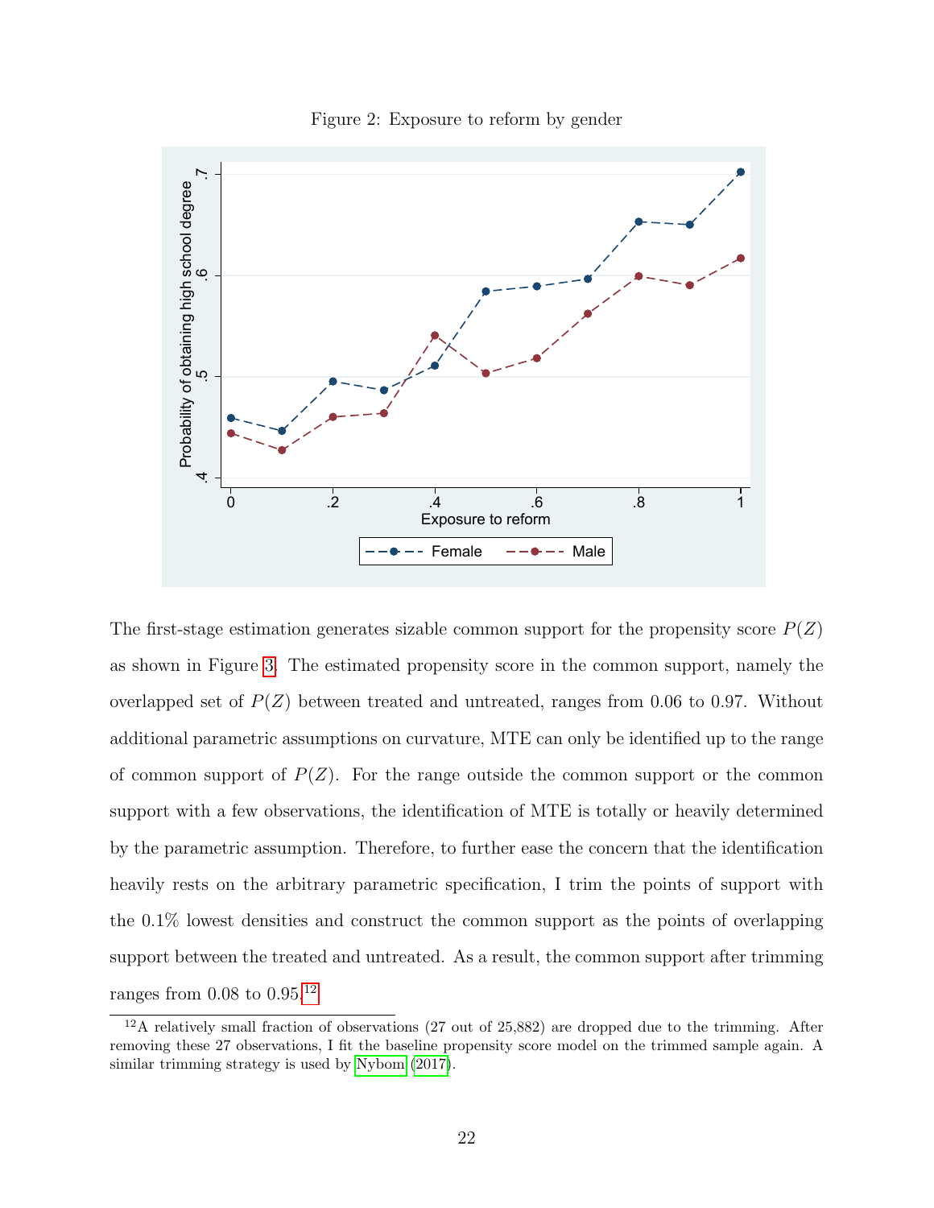Figure 2: Exposure to reform by gender

The first-stage estimation generates sizable common support for the propensity score $P(Z)$ as shown in Figure 3. The estimated propensity score in the common support, namely the overlapped set of $P(Z)$ between treated and untreated, ranges from 0.06 to 0.97. Without additional parametric assumptions on curvature, MTE can only be identified up to the range of common support of $P(Z)$. For the range outside the common support or the common support with a few observations, the identification of MTE is totally or heavily determined by the parametric assumption. Therefore, to further ease the concern that the identification heavily rests on the arbitrary parametric specification, I trim the points of support with the 0.1% lowest densities and construct the common support as the points of overlapping support between the treated and untreated. As a result, the common support after trimming ranges from 0.08 to 0.95.[12]

[12] A relatively small fraction of observations (27 out of 25,882) are dropped due to the trimming. After removing these 27 observations, I fit the baseline propensity score model on the trimmed sample again. A similar trimming strategy is used by Nybom (2017).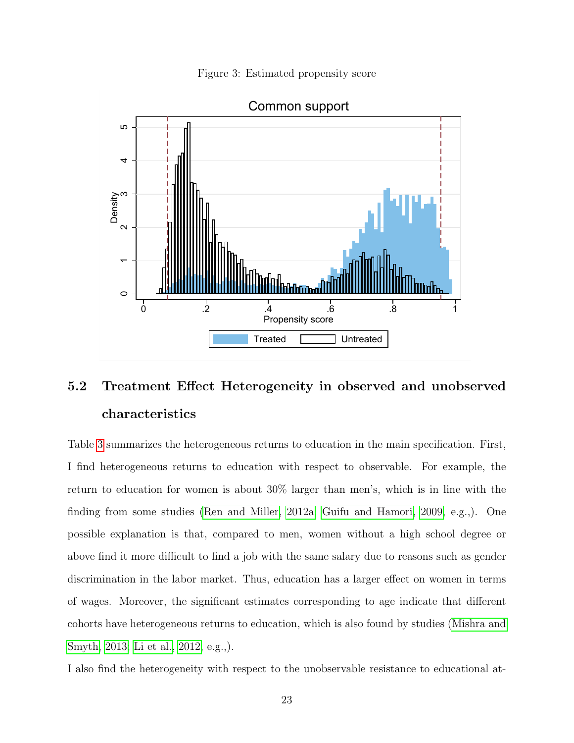Figure 3: Estimated propensity score

## 5.2 Treatment Effect Heterogeneity in observed and unobserved characteristics

Table 3 summarizes the heterogeneous returns to education in the main specification. First, I find heterogeneous returns to education with respect to observable. For example, the return to education for women is about 30% larger than men's, which is in line with the finding from some studies (Ren and Miller, 2012a; Guifu and Hamori, 2009, e.g.,). One possible explanation is that, compared to men, women without a high school degree or above find it more difficult to find a job with the same salary due to reasons such as gender discrimination in the labor market. Thus, education has a larger effect on women in terms of wages. Moreover, the significant estimates corresponding to age indicate that different cohorts have heterogeneous returns to education, which is also found by studies (Mishra and Smyth, 2013; Li et al., 2012, e.g.,).

I also find the heterogeneity with respect to the unobservable resistance to educational at-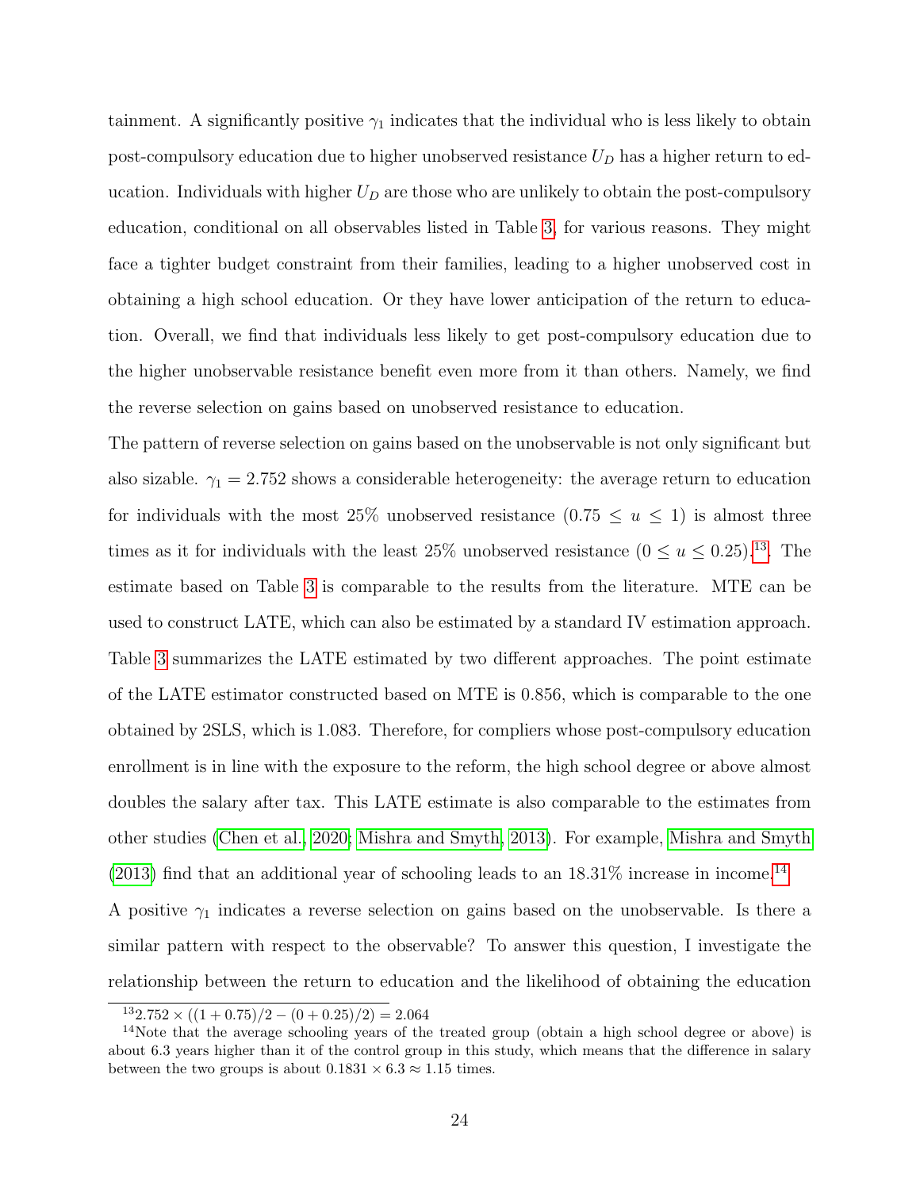tainment. A significantly positive $\gamma_1$ indicates that the individual who is less likely to obtain post-compulsory education due to higher unobserved resistance $U_D$ has a higher return to education. Individuals with higher $U_D$ are those who are unlikely to obtain the post-compulsory education, conditional on all observables listed in Table 3, for various reasons. They might face a tighter budget constraint from their families, leading to a higher unobserved cost in obtaining a high school education. Or they have lower anticipation of the return to education. Overall, we find that individuals less likely to get post-compulsory education due to the higher unobservable resistance benefit even more from it than others. Namely, we find the reverse selection on gains based on unobserved resistance to education.

The pattern of reverse selection on gains based on the unobservable is not only significant but also sizable. $\gamma_1 = 2.752$ shows a considerable heterogeneity: the average return to education for individuals with the most 25% unobserved resistance ($0.75 \leq u \leq 1$) is almost three times as it for individuals with the least 25% unobserved resistance ($0 \leq u \leq 0.25$).[13]. The estimate based on Table 3 is comparable to the results from the literature. MTE can be used to construct LATE, which can also be estimated by a standard IV estimation approach. Table 3 summarizes the LATE estimated by two different approaches. The point estimate of the LATE estimator constructed based on MTE is 0.856, which is comparable to the one obtained by 2SLS, which is 1.083. Therefore, for compliers whose post-compulsory education enrollment is in line with the exposure to the reform, the high school degree or above almost doubles the salary after tax. This LATE estimate is also comparable to the estimates from other studies (Chen et al., 2020; Mishra and Smyth, 2013). For example, Mishra and Smyth (2013) find that an additional year of schooling leads to an 18.31% increase in income.[14]

A positive $\gamma_1$ indicates a reverse selection on gains based on the unobservable. Is there a similar pattern with respect to the observable? To answer this question, I investigate the relationship between the return to education and the likelihood of obtaining the education

[13] $2.752 \times ((1 + 0.75)/2 - (0 + 0.25)/2) = 2.064$

[14] Note that the average schooling years of the treated group (obtain a high school degree or above) is about 6.3 years higher than it of the control group in this study, which means that the difference in salary between the two groups is about $0.1831 \times 6.3 \approx 1.15$ times.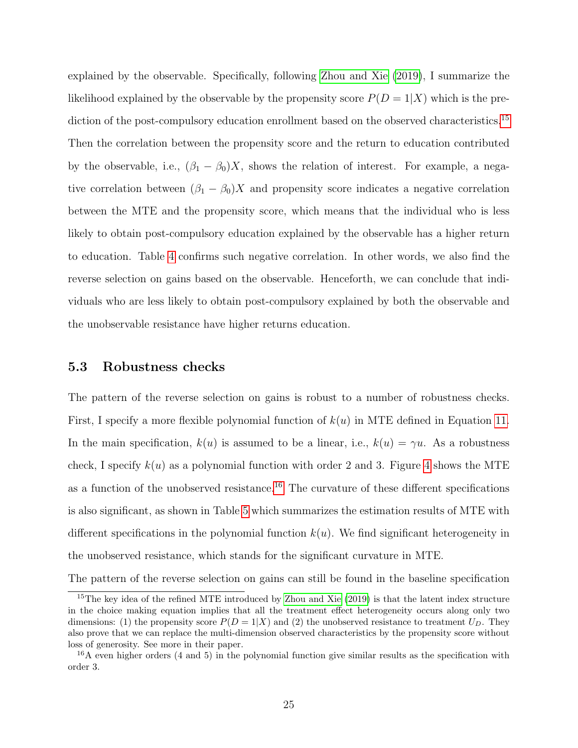explained by the observable. Specifically, following Zhou and Xie (2019), I summarize the likelihood explained by the observable by the propensity score $P(D = 1|X)$ which is the prediction of the post-compulsory education enrollment based on the observed characteristics.[15] Then the correlation between the propensity score and the return to education contributed by the observable, i.e., $(\beta_1 - \beta_0)X$, shows the relation of interest. For example, a negative correlation between $(\beta_1 - \beta_0)X$ and propensity score indicates a negative correlation between the MTE and the propensity score, which means that the individual who is less likely to obtain post-compulsory education explained by the observable has a higher return to education. Table 4 confirms such negative correlation. In other words, we also find the reverse selection on gains based on the observable. Henceforth, we can conclude that individuals who are less likely to obtain post-compulsory explained by both the observable and the unobservable resistance have higher returns education.

### 5.3 Robustness checks

The pattern of the reverse selection on gains is robust to a number of robustness checks. First, I specify a more flexible polynomial function of $k(u)$ in MTE defined in Equation 11. In the main specification, $k(u)$ is assumed to be a linear, i.e., $k(u) = \gamma u$. As a robustness check, I specify $k(u)$ as a polynomial function with order 2 and 3. Figure 4 shows the MTE as a function of the unobserved resistance.[16] The curvature of these different specifications is also significant, as shown in Table 5 which summarizes the estimation results of MTE with different specifications in the polynomial function $k(u)$. We find significant heterogeneity in the unobserved resistance, which stands for the significant curvature in MTE.

The pattern of the reverse selection on gains can still be found in the baseline specification

[15] The key idea of the refined MTE introduced by Zhou and Xie (2019) is that the latent index structure in the choice making equation implies that all the treatment effect heterogeneity occurs along only two dimensions: (1) the propensity score $P(D = 1|X)$ and (2) the unobserved resistance to treatment $U_D$. They also prove that we can replace the multi-dimension observed characteristics by the propensity score without loss of generosity. See more in their paper.

[16] A even higher orders (4 and 5) in the polynomial function give similar results as the specification with order 3.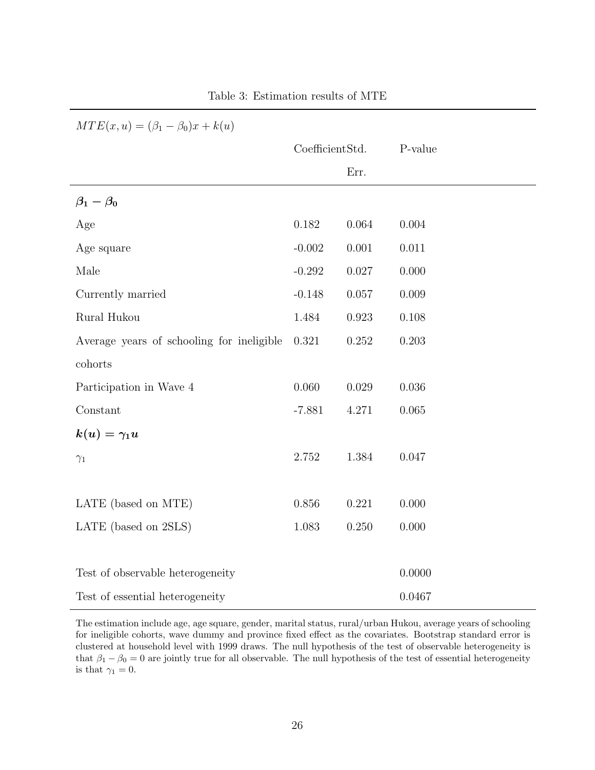Table 3: Estimation results of MTE

| $MTE(x,u) = (\beta_1 - \beta_0)x + k(u)$ | | | |
|---|---|---|---|
| | Coefficient | Std. Err. | P-value |
| $\boldsymbol{\beta_1 - \beta_0}$ | | | |
| Age | 0.182 | 0.064 | 0.004 |
| Age square | -0.002 | 0.001 | 0.011 |
| Male | -0.292 | 0.027 | 0.000 |
| Currently married | -0.148 | 0.057 | 0.009 |
| Rural Hukou | 1.484 | 0.923 | 0.108 |
| Average years of schooling for ineligible cohorts | 0.321 | 0.252 | 0.203 |
| Participation in Wave 4 | 0.060 | 0.029 | 0.036 |
| Constant | -7.881 | 4.271 | 0.065 |
| $\boldsymbol{k(u) = \gamma_1 u}$ | | | |
| $\gamma_1$ | 2.752 | 1.384 | 0.047 |
| | | | |
| LATE (based on MTE) | 0.856 | 0.221 | 0.000 |
| LATE (based on 2SLS) | 1.083 | 0.250 | 0.000 |
| | | | |
| Test of observable heterogeneity | | | 0.0000 |
| Test of essential heterogeneity | | | 0.0467 |

The estimation include age, age square, gender, marital status, rural/urban Hukou, average years of schooling for ineligible cohorts, wave dummy and province fixed effect as the covariates. Bootstrap standard error is clustered at household level with 1999 draws. The null hypothesis of the test of observable heterogeneity is that $\beta_1 - \beta_0 = 0$ are jointly true for all observable. The null hypothesis of the test of essential heterogeneity is that $\gamma_1 = 0$.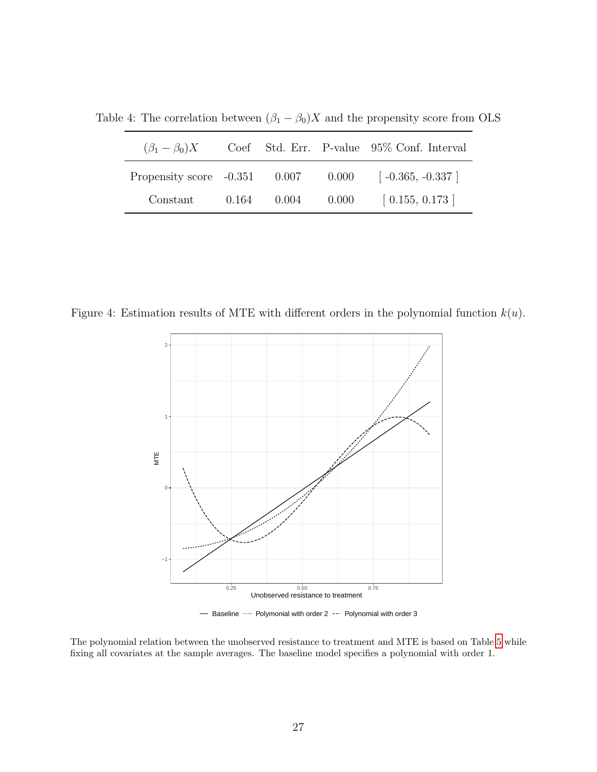Table 4: The correlation between $(\beta_1 - \beta_0)X$ and the propensity score from OLS

| $(\beta_1 - \beta_0)X$ | Coef | Std. Err. | P-value | 95% Conf. Interval |
|---|---|---|---|---|
| Propensity score | -0.351 | 0.007 | 0.000 | [ -0.365, -0.337 ] |
| Constant | 0.164 | 0.004 | 0.000 | [ 0.155, 0.173 ] |

Figure 4: Estimation results of MTE with different orders in the polynomial function $k(u)$.

The polynomial relation between the unobserved resistance to treatment and MTE is based on Table 5 while fixing all covariates at the sample averages. The baseline model specifies a polynomial with order 1.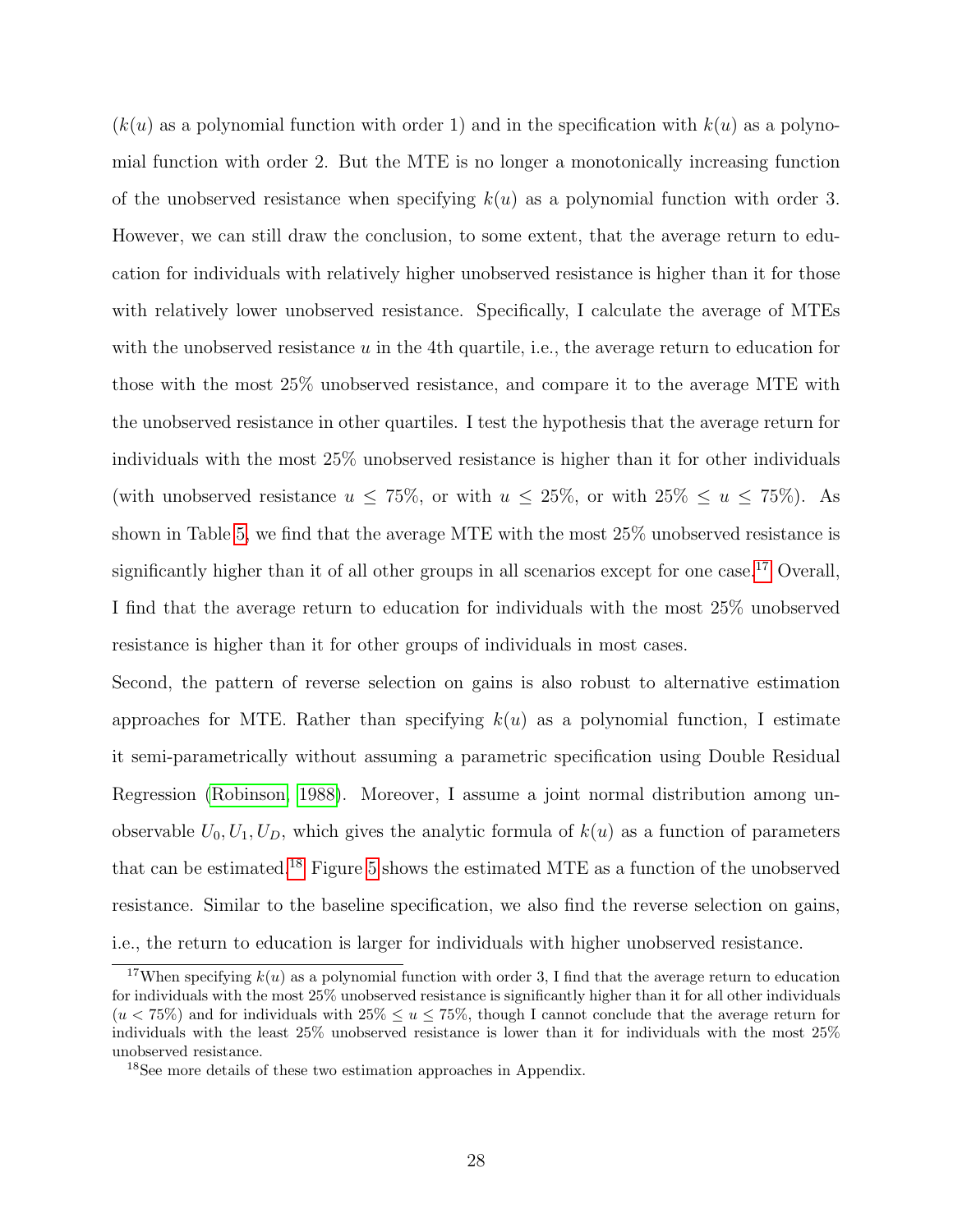($k(u)$ as a polynomial function with order 1) and in the specification with $k(u)$ as a polynomial function with order 2. But the MTE is no longer a monotonically increasing function of the unobserved resistance when specifying $k(u)$ as a polynomial function with order 3. However, we can still draw the conclusion, to some extent, that the average return to education for individuals with relatively higher unobserved resistance is higher than it for those with relatively lower unobserved resistance. Specifically, I calculate the average of MTEs with the unobserved resistance $u$ in the 4th quartile, i.e., the average return to education for those with the most 25% unobserved resistance, and compare it to the average MTE with the unobserved resistance in other quartiles. I test the hypothesis that the average return for individuals with the most 25% unobserved resistance is higher than it for other individuals (with unobserved resistance $u \leq 75\%$, or with $u \leq 25\%$, or with $25\% \leq u \leq 75\%$). As shown in Table 5, we find that the average MTE with the most 25% unobserved resistance is significantly higher than it of all other groups in all scenarios except for one case.[17] Overall, I find that the average return to education for individuals with the most 25% unobserved resistance is higher than it for other groups of individuals in most cases.

Second, the pattern of reverse selection on gains is also robust to alternative estimation approaches for MTE. Rather than specifying $k(u)$ as a polynomial function, I estimate it semi-parametrically without assuming a parametric specification using Double Residual Regression (Robinson, 1988). Moreover, I assume a joint normal distribution among unobservable $U_0, U_1, U_D$, which gives the analytic formula of $k(u)$ as a function of parameters that can be estimated.[18] Figure 5 shows the estimated MTE as a function of the unobserved resistance. Similar to the baseline specification, we also find the reverse selection on gains, i.e., the return to education is larger for individuals with higher unobserved resistance.

[17] When specifying $k(u)$ as a polynomial function with order 3, I find that the average return to education for individuals with the most 25% unobserved resistance is significantly higher than it for all other individuals ($u < 75\%$) and for individuals with $25\% \leq u \leq 75\%$, though I cannot conclude that the average return for individuals with the least 25% unobserved resistance is lower than it for individuals with the most 25% unobserved resistance.

[18] See more details of these two estimation approaches in Appendix.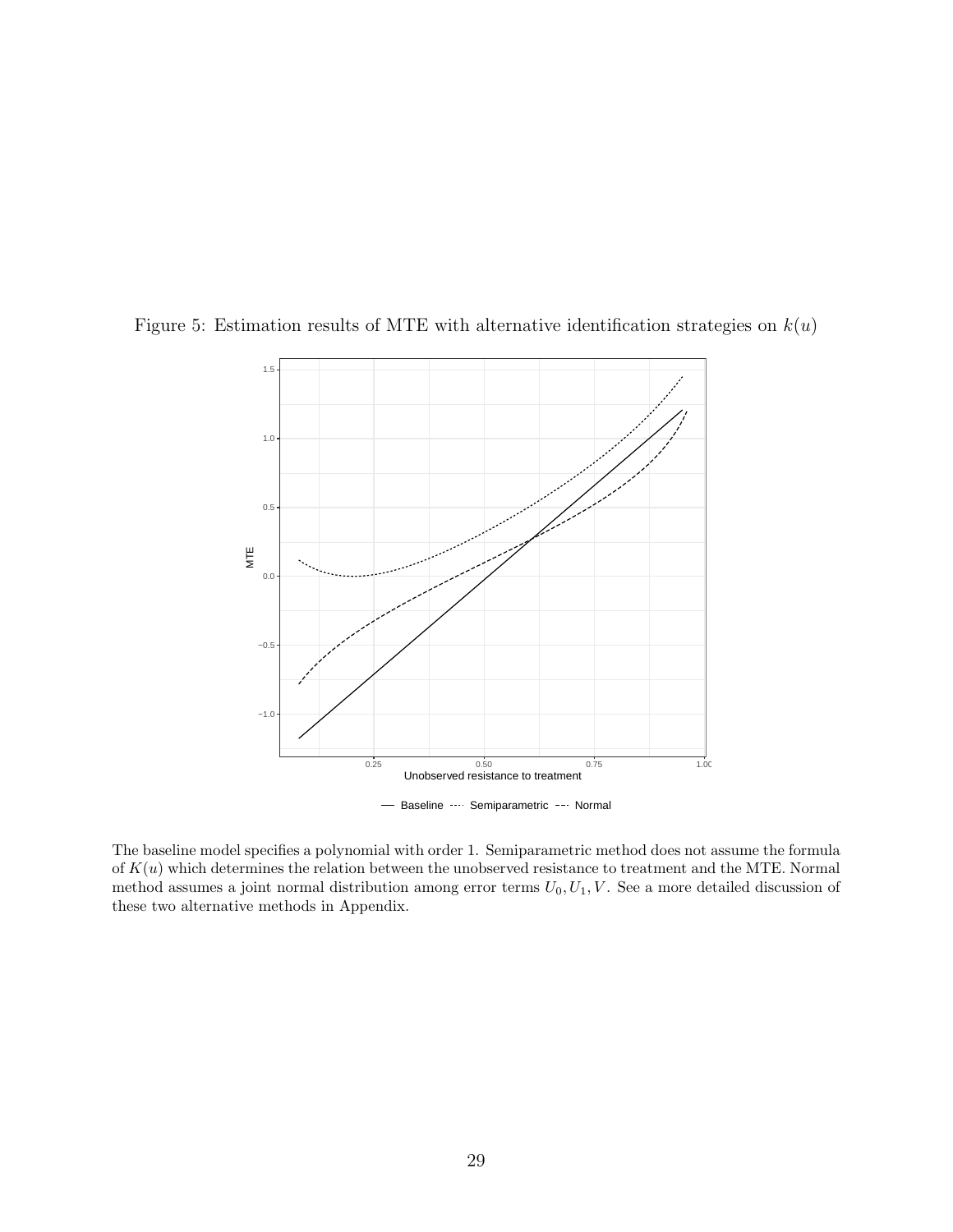Figure 5: Estimation results of MTE with alternative identification strategies on $k(u)$

The baseline model specifies a polynomial with order 1. Semiparametric method does not assume the formula of $K(u)$ which determines the relation between the unobserved resistance to treatment and the MTE. Normal method assumes a joint normal distribution among error terms $U_0, U_1, V$. See a more detailed discussion of these two alternative methods in Appendix.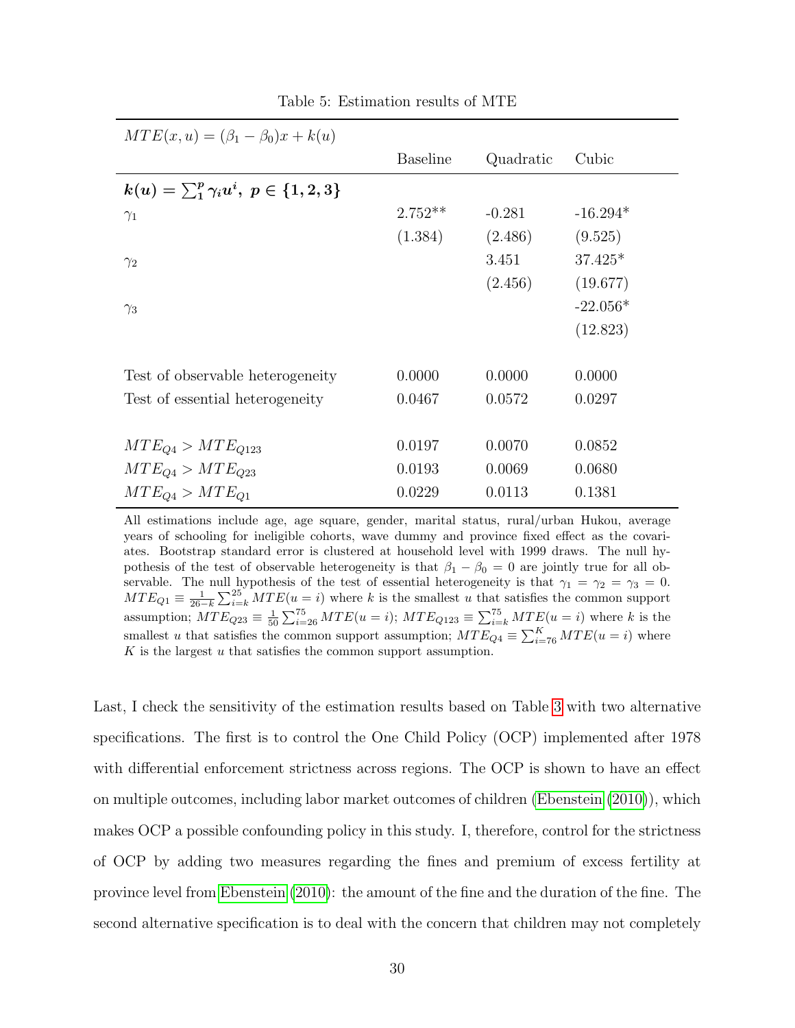Table 5: Estimation results of MTE

| $MTE(x,u) = (\beta_1 - \beta_0)x + k(u)$ | | | |
|---|---|---|---|
| | Baseline | Quadratic | Cubic |
| $\boldsymbol{k(u) = \sum_1^p \gamma_i u^i,\ p \in \{1,2,3\}}$ | | | |
| $\gamma_1$ | 2.752** | -0.281 | -16.294* |
| | (1.384) | (2.486) | (9.525) |
| $\gamma_2$ | | 3.451 | 37.425* |
| | | (2.456) | (19.677) |
| $\gamma_3$ | | | -22.056* |
| | | | (12.823) |
| Test of observable heterogeneity | 0.0000 | 0.0000 | 0.0000 |
| Test of essential heterogeneity | 0.0467 | 0.0572 | 0.0297 |
| $MTE_{Q4} > MTE_{Q123}$ | 0.0197 | 0.0070 | 0.0852 |
| $MTE_{Q4} > MTE_{Q23}$ | 0.0193 | 0.0069 | 0.0680 |
| $MTE_{Q4} > MTE_{Q1}$ | 0.0229 | 0.0113 | 0.1381 |

All estimations include age, age square, gender, marital status, rural/urban Hukou, average years of schooling for ineligible cohorts, wave dummy and province fixed effect as the covariates. Bootstrap standard error is clustered at household level with 1999 draws. The null hypothesis of the test of observable heterogeneity is that $\beta_1 - \beta_0 = 0$ are jointly true for all observable. The null hypothesis of the test of essential heterogeneity is that $\gamma_1 = \gamma_2 = \gamma_3 = 0$. $MTE_{Q1} \equiv \frac{1}{26-k}\sum_{i=k}^{25} MTE(u=i)$ where $k$ is the smallest $u$ that satisfies the common support assumption; $MTE_{Q23} \equiv \frac{1}{50}\sum_{i=26}^{75} MTE(u=i)$; $MTE_{Q123} \equiv \sum_{i=k}^{75} MTE(u=i)$ where $k$ is the smallest $u$ that satisfies the common support assumption; $MTE_{Q4} \equiv \sum_{i=76}^{K} MTE(u=i)$ where $K$ is the largest $u$ that satisfies the common support assumption.

Last, I check the sensitivity of the estimation results based on Table 3 with two alternative specifications. The first is to control the One Child Policy (OCP) implemented after 1978 with differential enforcement strictness across regions. The OCP is shown to have an effect on multiple outcomes, including labor market outcomes of children (Ebenstein (2010)), which makes OCP a possible confounding policy in this study. I, therefore, control for the strictness of OCP by adding two measures regarding the fines and premium of excess fertility at province level from Ebenstein (2010): the amount of the fine and the duration of the fine. The second alternative specification is to deal with the concern that children may not completely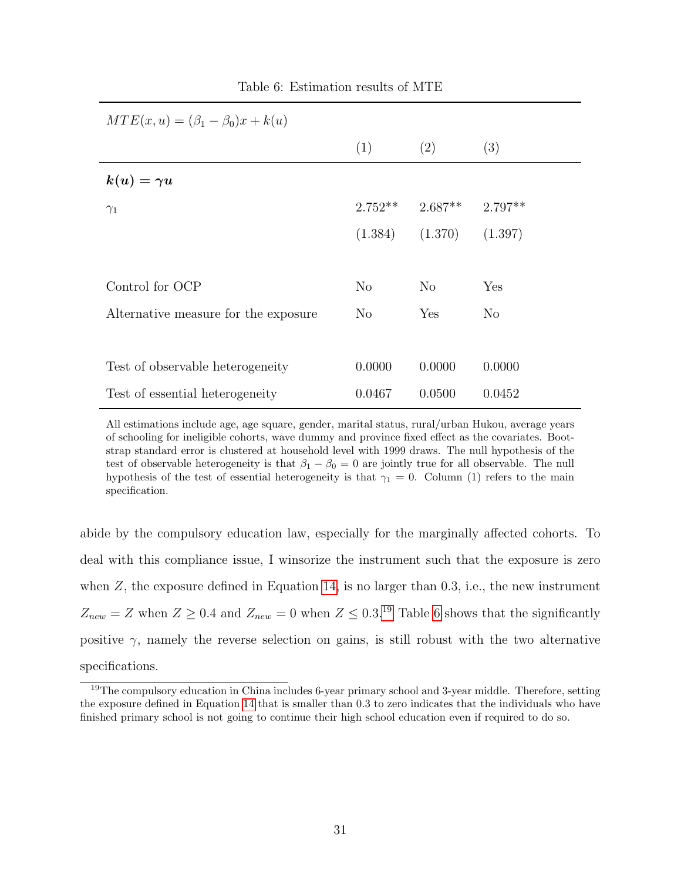Table 6: Estimation results of MTE

| $MTE(x,u) = (\beta_1 - \beta_0)x + k(u)$ | | | |
|---|---|---|---|
| | (1) | (2) | (3) |
| $\boldsymbol{k(u) = \gamma u}$ | | | |
| $\gamma_1$ | 2.752** | 2.687** | 2.797** |
| | (1.384) | (1.370) | (1.397) |
| | | | |
| Control for OCP | No | No | Yes |
| Alternative measure for the exposure | No | Yes | No |
| | | | |
| Test of observable heterogeneity | 0.0000 | 0.0000 | 0.0000 |
| Test of essential heterogeneity | 0.0467 | 0.0500 | 0.0452 |

All estimations include age, age square, gender, marital status, rural/urban Hukou, average years of schooling for ineligible cohorts, wave dummy and province fixed effect as the covariates. Bootstrap standard error is clustered at household level with 1999 draws. The null hypothesis of the test of observable heterogeneity is that $\beta_1 - \beta_0 = 0$ are jointly true for all observable. The null hypothesis of the test of essential heterogeneity is that $\gamma_1 = 0$. Column (1) refers to the main specification.

abide by the compulsory education law, especially for the marginally affected cohorts. To deal with this compliance issue, I winsorize the instrument such that the exposure is zero when $Z$, the exposure defined in Equation 14, is no larger than 0.3, i.e., the new instrument $Z_{new} = Z$ when $Z \geq 0.4$ and $Z_{new} = 0$ when $Z \leq 0.3$.[19] Table 6 shows that the significantly positive $\gamma$, namely the reverse selection on gains, is still robust with the two alternative specifications.

[19] The compulsory education in China includes 6-year primary school and 3-year middle. Therefore, setting the exposure defined in Equation 14 that is smaller than 0.3 to zero indicates that the individuals who have finished primary school is not going to continue their high school education even if required to do so.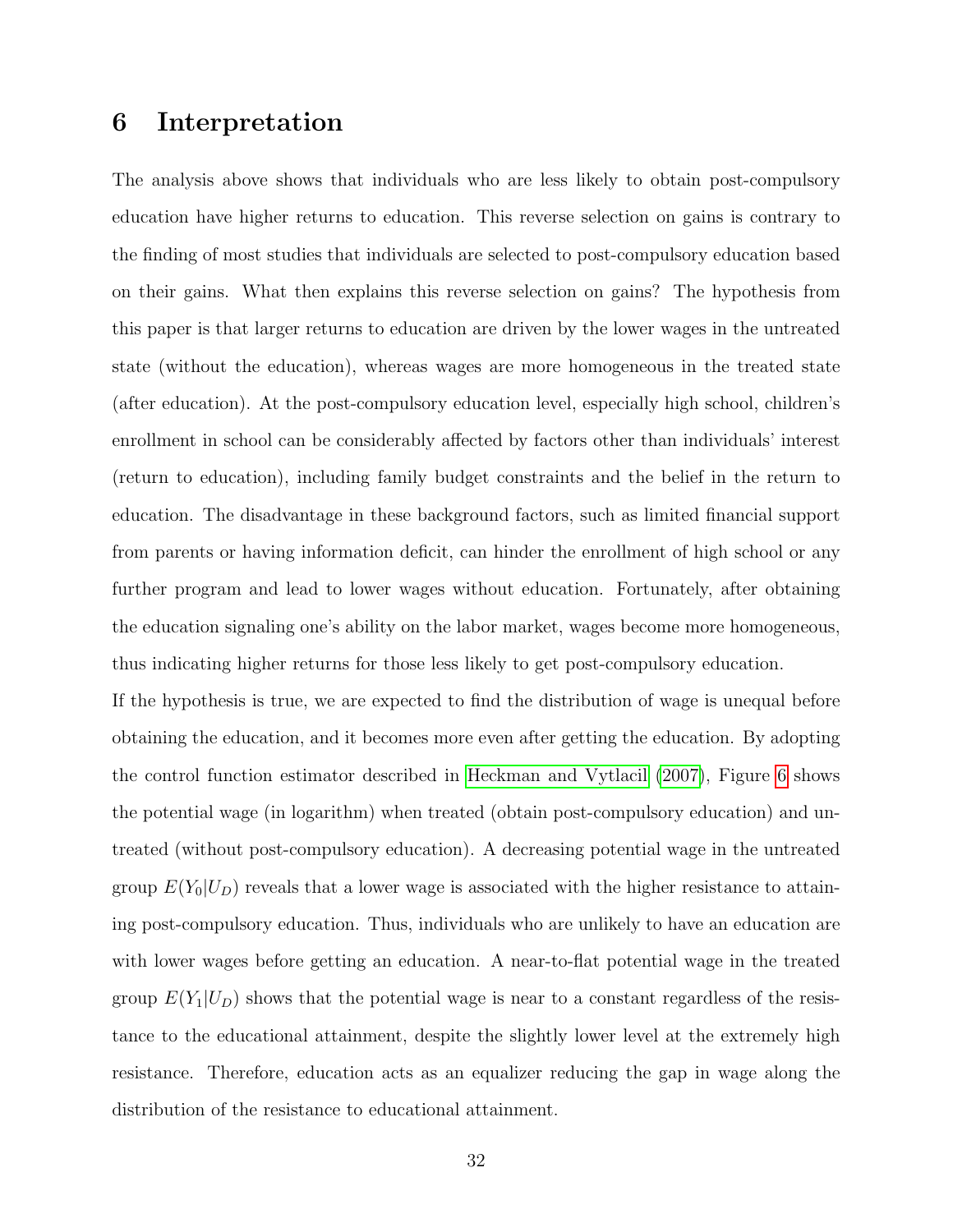# 6 Interpretation

The analysis above shows that individuals who are less likely to obtain post-compulsory education have higher returns to education. This reverse selection on gains is contrary to the finding of most studies that individuals are selected to post-compulsory education based on their gains. What then explains this reverse selection on gains? The hypothesis from this paper is that larger returns to education are driven by the lower wages in the untreated state (without the education), whereas wages are more homogeneous in the treated state (after education). At the post-compulsory education level, especially high school, children's enrollment in school can be considerably affected by factors other than individuals' interest (return to education), including family budget constraints and the belief in the return to education. The disadvantage in these background factors, such as limited financial support from parents or having information deficit, can hinder the enrollment of high school or any further program and lead to lower wages without education. Fortunately, after obtaining the education signaling one's ability on the labor market, wages become more homogeneous, thus indicating higher returns for those less likely to get post-compulsory education.

If the hypothesis is true, we are expected to find the distribution of wage is unequal before obtaining the education, and it becomes more even after getting the education. By adopting the control function estimator described in Heckman and Vytlacil (2007), Figure 6 shows the potential wage (in logarithm) when treated (obtain post-compulsory education) and untreated (without post-compulsory education). A decreasing potential wage in the untreated group $E(Y_0|U_D)$ reveals that a lower wage is associated with the higher resistance to attaining post-compulsory education. Thus, individuals who are unlikely to have an education are with lower wages before getting an education. A near-to-flat potential wage in the treated group $E(Y_1|U_D)$ shows that the potential wage is near to a constant regardless of the resistance to the educational attainment, despite the slightly lower level at the extremely high resistance. Therefore, education acts as an equalizer reducing the gap in wage along the distribution of the resistance to educational attainment.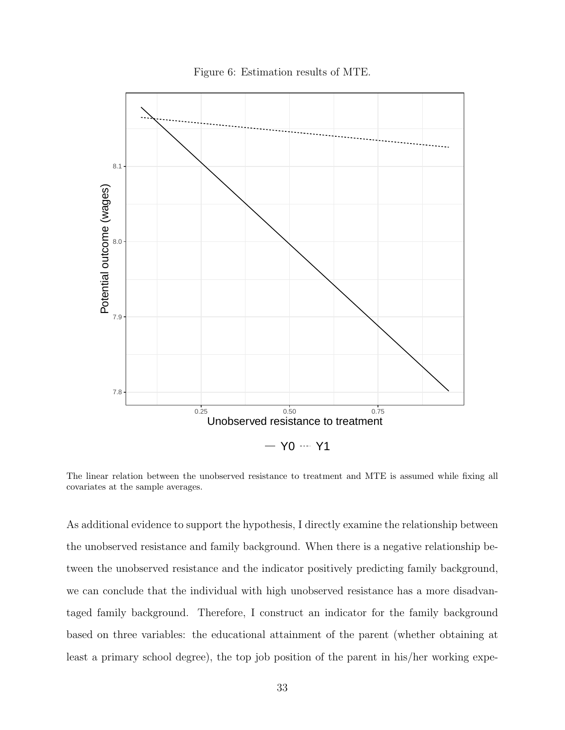Figure 6: Estimation results of MTE.

The linear relation between the unobserved resistance to treatment and MTE is assumed while fixing all covariates at the sample averages.

As additional evidence to support the hypothesis, I directly examine the relationship between the unobserved resistance and family background. When there is a negative relationship between the unobserved resistance and the indicator positively predicting family background, we can conclude that the individual with high unobserved resistance has a more disadvantaged family background. Therefore, I construct an indicator for the family background based on three variables: the educational attainment of the parent (whether obtaining at least a primary school degree), the top job position of the parent in his/her working expe-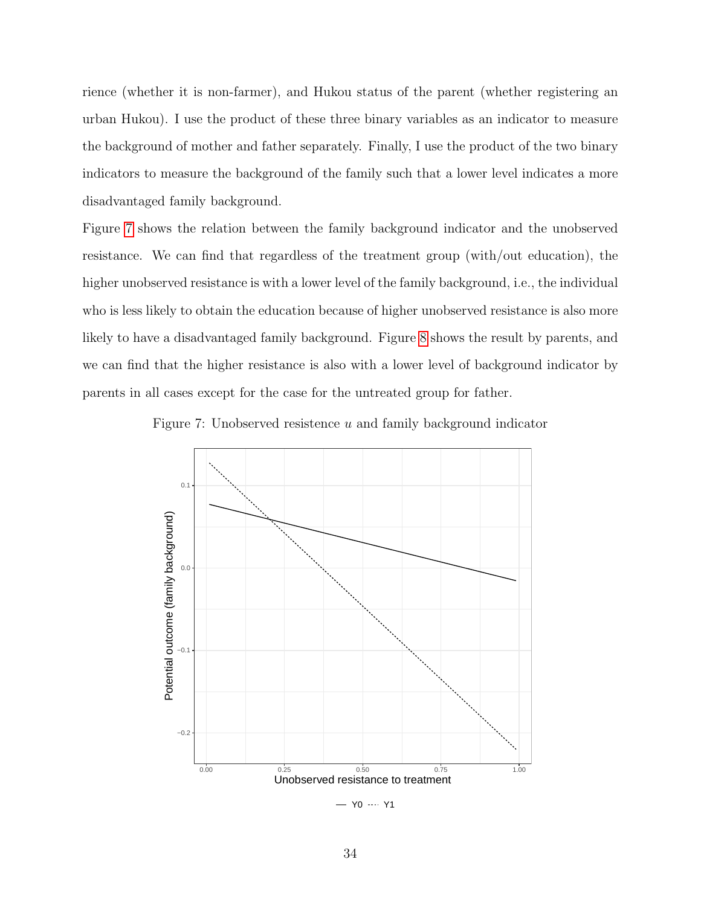rience (whether it is non-farmer), and Hukou status of the parent (whether registering an urban Hukou). I use the product of these three binary variables as an indicator to measure the background of mother and father separately. Finally, I use the product of the two binary indicators to measure the background of the family such that a lower level indicates a more disadvantaged family background.

Figure 7 shows the relation between the family background indicator and the unobserved resistance. We can find that regardless of the treatment group (with/out education), the higher unobserved resistance is with a lower level of the family background, i.e., the individual who is less likely to obtain the education because of higher unobserved resistance is also more likely to have a disadvantaged family background. Figure 8 shows the result by parents, and we can find that the higher resistance is also with a lower level of background indicator by parents in all cases except for the case for the untreated group for father.

Figure 7: Unobserved resistence $u$ and family background indicator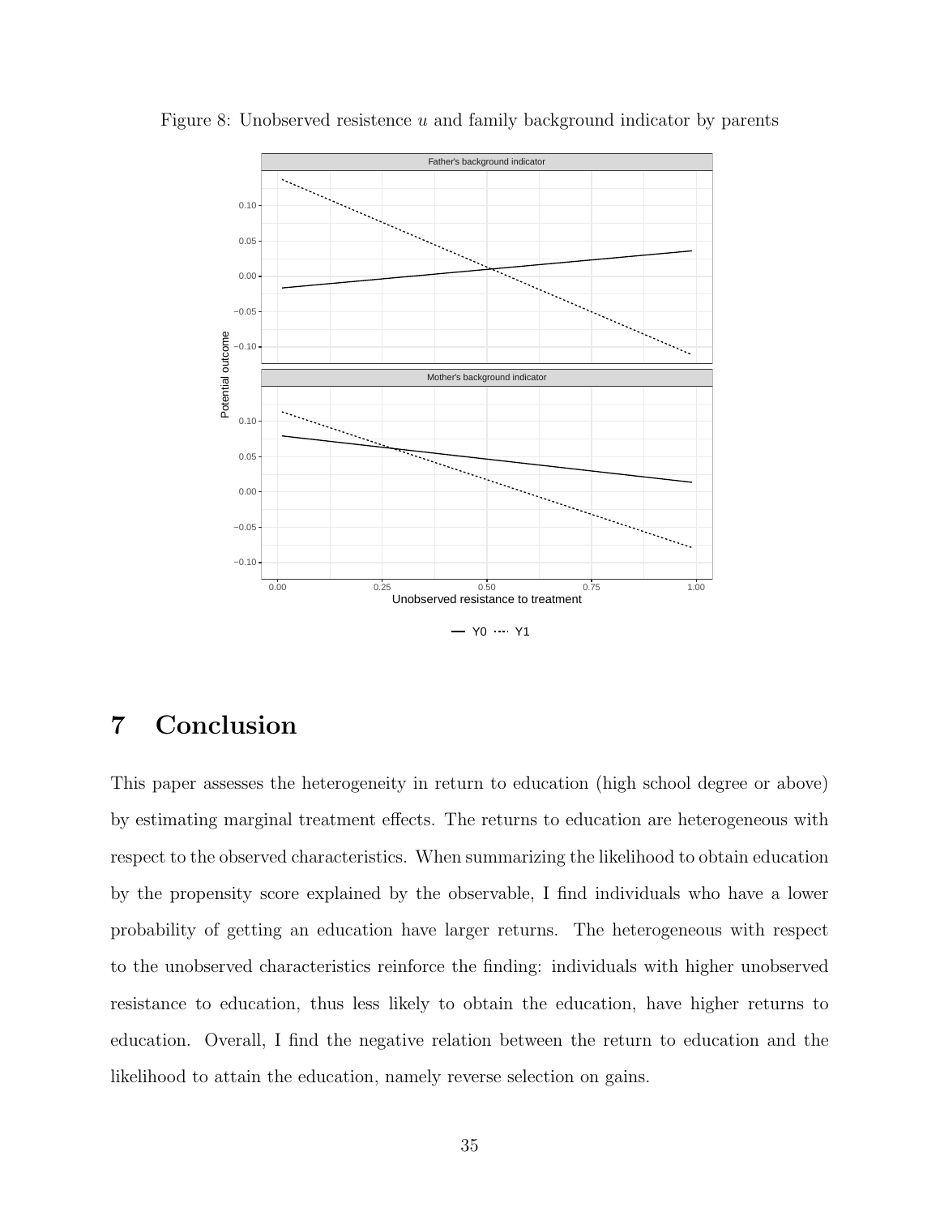Figure 8: Unobserved resistence $u$ and family background indicator by parents

# 7 Conclusion

This paper assesses the heterogeneity in return to education (high school degree or above) by estimating marginal treatment effects. The returns to education are heterogeneous with respect to the observed characteristics. When summarizing the likelihood to obtain education by the propensity score explained by the observable, I find individuals who have a lower probability of getting an education have larger returns. The heterogeneous with respect to the unobserved characteristics reinforce the finding: individuals with higher unobserved resistance to education, thus less likely to obtain the education, have higher returns to education. Overall, I find the negative relation between the return to education and the likelihood to attain the education, namely reverse selection on gains.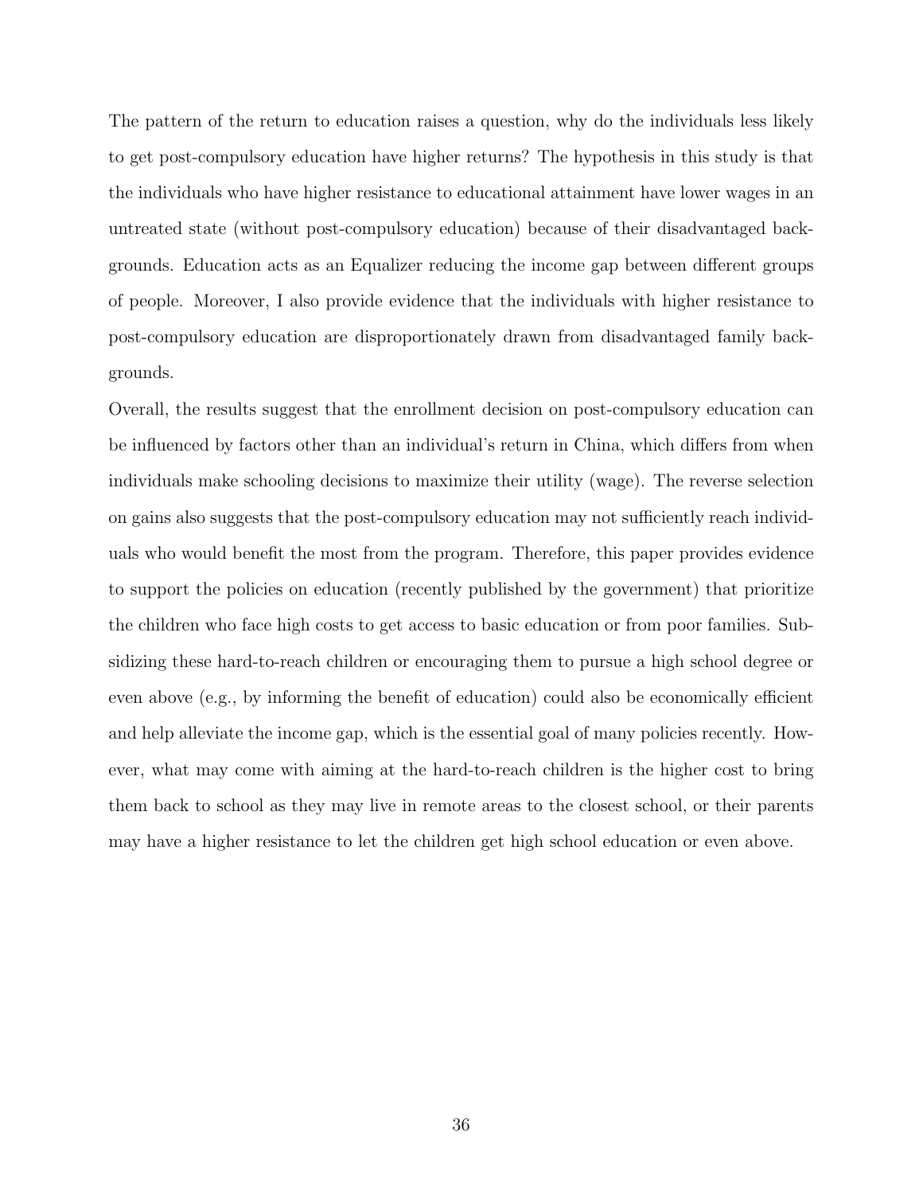The pattern of the return to education raises a question, why do the individuals less likely to get post-compulsory education have higher returns? The hypothesis in this study is that the individuals who have higher resistance to educational attainment have lower wages in an untreated state (without post-compulsory education) because of their disadvantaged backgrounds. Education acts as an Equalizer reducing the income gap between different groups of people. Moreover, I also provide evidence that the individuals with higher resistance to post-compulsory education are disproportionately drawn from disadvantaged family backgrounds.

Overall, the results suggest that the enrollment decision on post-compulsory education can be influenced by factors other than an individual's return in China, which differs from when individuals make schooling decisions to maximize their utility (wage). The reverse selection on gains also suggests that the post-compulsory education may not sufficiently reach individuals who would benefit the most from the program. Therefore, this paper provides evidence to support the policies on education (recently published by the government) that prioritize the children who face high costs to get access to basic education or from poor families. Subsidizing these hard-to-reach children or encouraging them to pursue a high school degree or even above (e.g., by informing the benefit of education) could also be economically efficient and help alleviate the income gap, which is the essential goal of many policies recently. However, what may come with aiming at the hard-to-reach children is the higher cost to bring them back to school as they may live in remote areas to the closest school, or their parents may have a higher resistance to let the children get high school education or even above.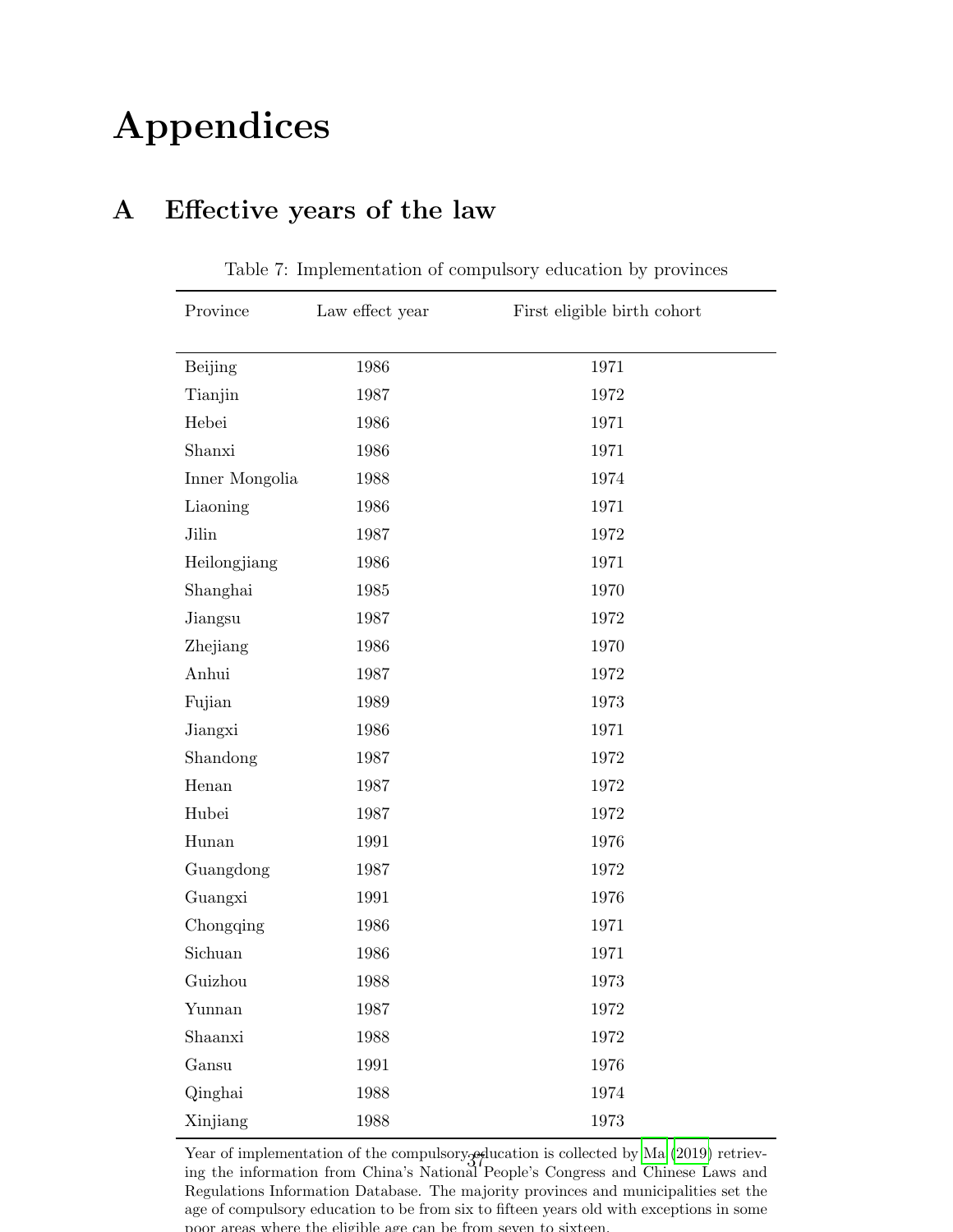# Appendices

## A Effective years of the law

Table 7: Implementation of compulsory education by provinces

| Province | Law effect year | First eligible birth cohort |
|---|---|---|
| Beijing | 1986 | 1971 |
| Tianjin | 1987 | 1972 |
| Hebei | 1986 | 1971 |
| Shanxi | 1986 | 1971 |
| Inner Mongolia | 1988 | 1974 |
| Liaoning | 1986 | 1971 |
| Jilin | 1987 | 1972 |
| Heilongjiang | 1986 | 1971 |
| Shanghai | 1985 | 1970 |
| Jiangsu | 1987 | 1972 |
| Zhejiang | 1986 | 1970 |
| Anhui | 1987 | 1972 |
| Fujian | 1989 | 1973 |
| Jiangxi | 1986 | 1971 |
| Shandong | 1987 | 1972 |
| Henan | 1987 | 1972 |
| Hubei | 1987 | 1972 |
| Hunan | 1991 | 1976 |
| Guangdong | 1987 | 1972 |
| Guangxi | 1991 | 1976 |
| Chongqing | 1986 | 1971 |
| Sichuan | 1986 | 1971 |
| Guizhou | 1988 | 1973 |
| Yunnan | 1987 | 1972 |
| Shaanxi | 1988 | 1972 |
| Gansu | 1991 | 1976 |
| Qinghai | 1988 | 1974 |
| Xinjiang | 1988 | 1973 |

Year of implementation of the compulsory education is collected by Ma (2019) retrieving the information from China's National People's Congress and Chinese Laws and Regulations Information Database. The majority provinces and municipalities set the age of compulsory education to be from six to fifteen years old with exceptions in some poor areas where the eligible age can be from seven to sixteen.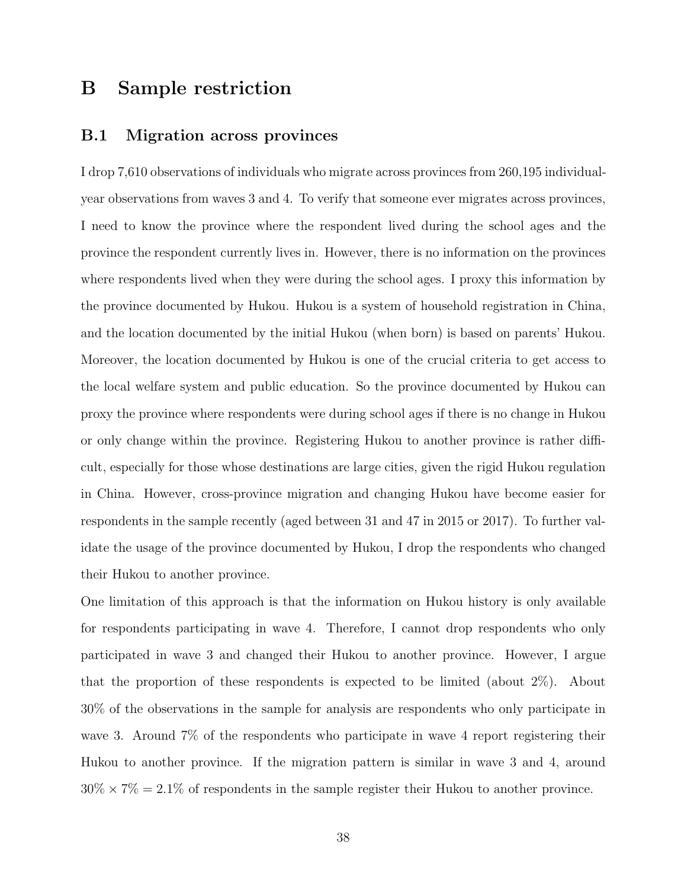# B Sample restriction

## B.1 Migration across provinces

I drop 7,610 observations of individuals who migrate across provinces from 260,195 individual-year observations from waves 3 and 4. To verify that someone ever migrates across provinces, I need to know the province where the respondent lived during the school ages and the province the respondent currently lives in. However, there is no information on the provinces where respondents lived when they were during the school ages. I proxy this information by the province documented by Hukou. Hukou is a system of household registration in China, and the location documented by the initial Hukou (when born) is based on parents' Hukou. Moreover, the location documented by Hukou is one of the crucial criteria to get access to the local welfare system and public education. So the province documented by Hukou can proxy the province where respondents were during school ages if there is no change in Hukou or only change within the province. Registering Hukou to another province is rather difficult, especially for those whose destinations are large cities, given the rigid Hukou regulation in China. However, cross-province migration and changing Hukou have become easier for respondents in the sample recently (aged between 31 and 47 in 2015 or 2017). To further validate the usage of the province documented by Hukou, I drop the respondents who changed their Hukou to another province.

One limitation of this approach is that the information on Hukou history is only available for respondents participating in wave 4. Therefore, I cannot drop respondents who only participated in wave 3 and changed their Hukou to another province. However, I argue that the proportion of these respondents is expected to be limited (about 2%). About 30% of the observations in the sample for analysis are respondents who only participate in wave 3. Around 7% of the respondents who participate in wave 4 report registering their Hukou to another province. If the migration pattern is similar in wave 3 and 4, around $30\% \times 7\% = 2.1\%$ of respondents in the sample register their Hukou to another province.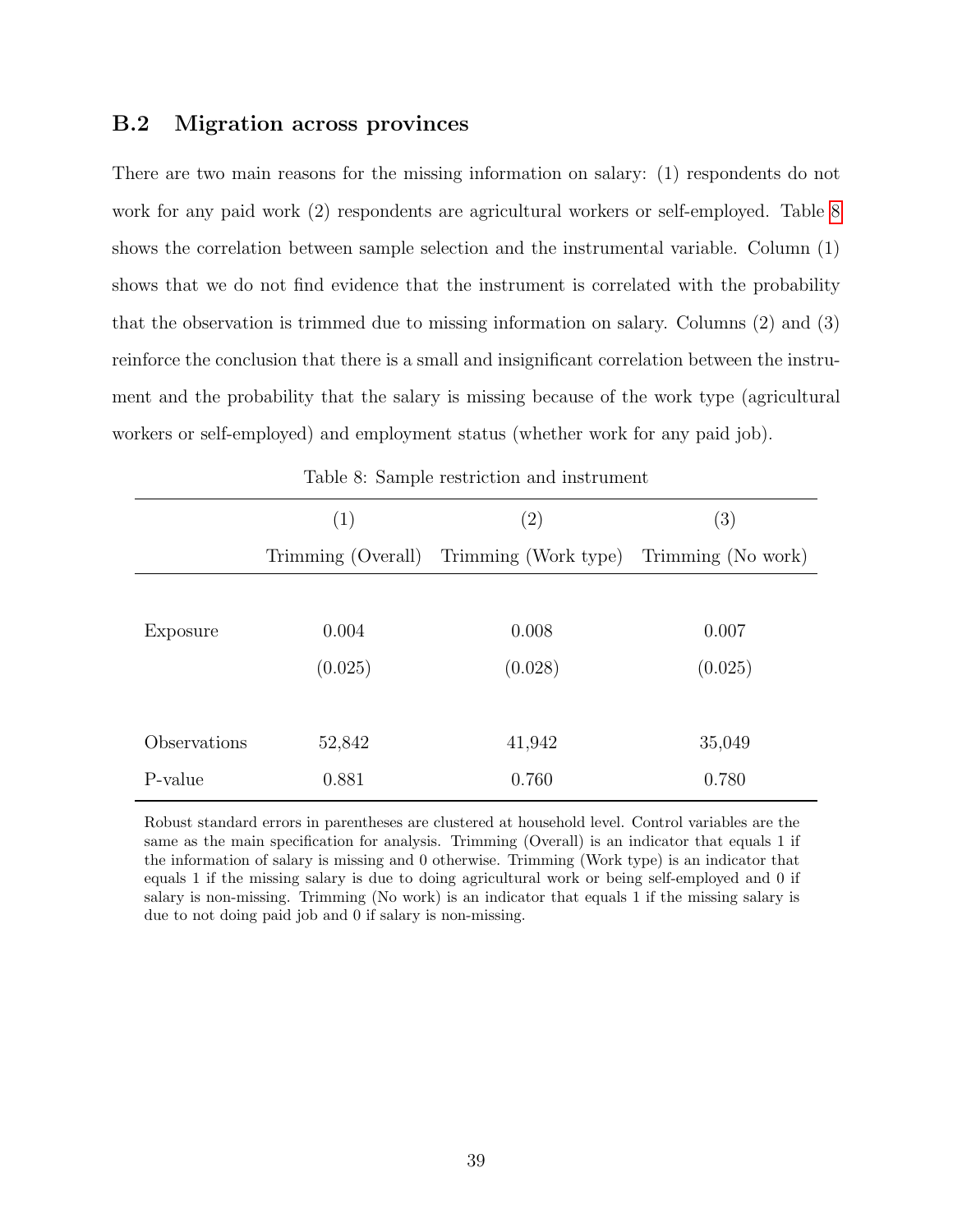### B.2 Migration across provinces

There are two main reasons for the missing information on salary: (1) respondents do not work for any paid work (2) respondents are agricultural workers or self-employed. Table 8 shows the correlation between sample selection and the instrumental variable. Column (1) shows that we do not find evidence that the instrument is correlated with the probability that the observation is trimmed due to missing information on salary. Columns (2) and (3) reinforce the conclusion that there is a small and insignificant correlation between the instrument and the probability that the salary is missing because of the work type (agricultural workers or self-employed) and employment status (whether work for any paid job).

Table 8: Sample restriction and instrument

| | (1) | (2) | (3) |
|---|---|---|---|
| | Trimming (Overall) | Trimming (Work type) | Trimming (No work) |
| Exposure | 0.004 | 0.008 | 0.007 |
| | (0.025) | (0.028) | (0.025) |
| Observations | 52,842 | 41,942 | 35,049 |
| P-value | 0.881 | 0.760 | 0.780 |

Robust standard errors in parentheses are clustered at household level. Control variables are the same as the main specification for analysis. Trimming (Overall) is an indicator that equals 1 if the information of salary is missing and 0 otherwise. Trimming (Work type) is an indicator that equals 1 if the missing salary is due to doing agricultural work or being self-employed and 0 if salary is non-missing. Trimming (No work) is an indicator that equals 1 if the missing salary is due to not doing paid job and 0 if salary is non-missing.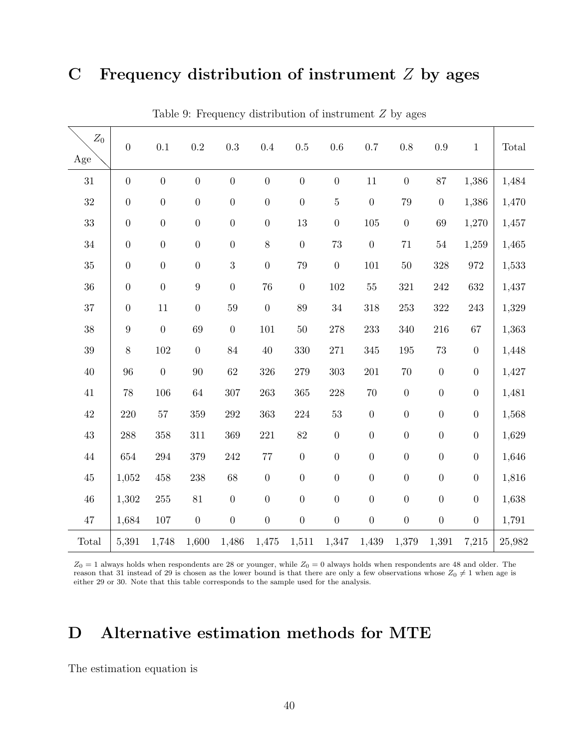# C Frequency distribution of instrument $Z$ by ages

Table 9: Frequency distribution of instrument $Z$ by ages

| Age \ $Z_0$ | 0 | 0.1 | 0.2 | 0.3 | 0.4 | 0.5 | 0.6 | 0.7 | 0.8 | 0.9 | 1 | Total |
|---|---|---|---|---|---|---|---|---|---|---|---|---|
| 31 | 0 | 0 | 0 | 0 | 0 | 0 | 0 | 11 | 0 | 87 | 1,386 | 1,484 |
| 32 | 0 | 0 | 0 | 0 | 0 | 0 | 5 | 0 | 79 | 0 | 1,386 | 1,470 |
| 33 | 0 | 0 | 0 | 0 | 0 | 13 | 0 | 105 | 0 | 69 | 1,270 | 1,457 |
| 34 | 0 | 0 | 0 | 0 | 8 | 0 | 73 | 0 | 71 | 54 | 1,259 | 1,465 |
| 35 | 0 | 0 | 0 | 3 | 0 | 79 | 0 | 101 | 50 | 328 | 972 | 1,533 |
| 36 | 0 | 0 | 9 | 0 | 76 | 0 | 102 | 55 | 321 | 242 | 632 | 1,437 |
| 37 | 0 | 11 | 0 | 59 | 0 | 89 | 34 | 318 | 253 | 322 | 243 | 1,329 |
| 38 | 9 | 0 | 69 | 0 | 101 | 50 | 278 | 233 | 340 | 216 | 67 | 1,363 |
| 39 | 8 | 102 | 0 | 84 | 40 | 330 | 271 | 345 | 195 | 73 | 0 | 1,448 |
| 40 | 96 | 0 | 90 | 62 | 326 | 279 | 303 | 201 | 70 | 0 | 0 | 1,427 |
| 41 | 78 | 106 | 64 | 307 | 263 | 365 | 228 | 70 | 0 | 0 | 0 | 1,481 |
| 42 | 220 | 57 | 359 | 292 | 363 | 224 | 53 | 0 | 0 | 0 | 0 | 1,568 |
| 43 | 288 | 358 | 311 | 369 | 221 | 82 | 0 | 0 | 0 | 0 | 0 | 1,629 |
| 44 | 654 | 294 | 379 | 242 | 77 | 0 | 0 | 0 | 0 | 0 | 0 | 1,646 |
| 45 | 1,052 | 458 | 238 | 68 | 0 | 0 | 0 | 0 | 0 | 0 | 0 | 1,816 |
| 46 | 1,302 | 255 | 81 | 0 | 0 | 0 | 0 | 0 | 0 | 0 | 0 | 1,638 |
| 47 | 1,684 | 107 | 0 | 0 | 0 | 0 | 0 | 0 | 0 | 0 | 0 | 1,791 |
| Total | 5,391 | 1,748 | 1,600 | 1,486 | 1,475 | 1,511 | 1,347 | 1,439 | 1,379 | 1,391 | 7,215 | 25,982 |

$Z_0 = 1$ always holds when respondents are 28 or younger, while $Z_0 = 0$ always holds when respondents are 48 and older. The reason that 31 instead of 29 is chosen as the lower bound is that there are only a few observations whose $Z_0 \neq 1$ when age is either 29 or 30. Note that this table corresponds to the sample used for the analysis.

# D Alternative estimation methods for MTE

The estimation equation is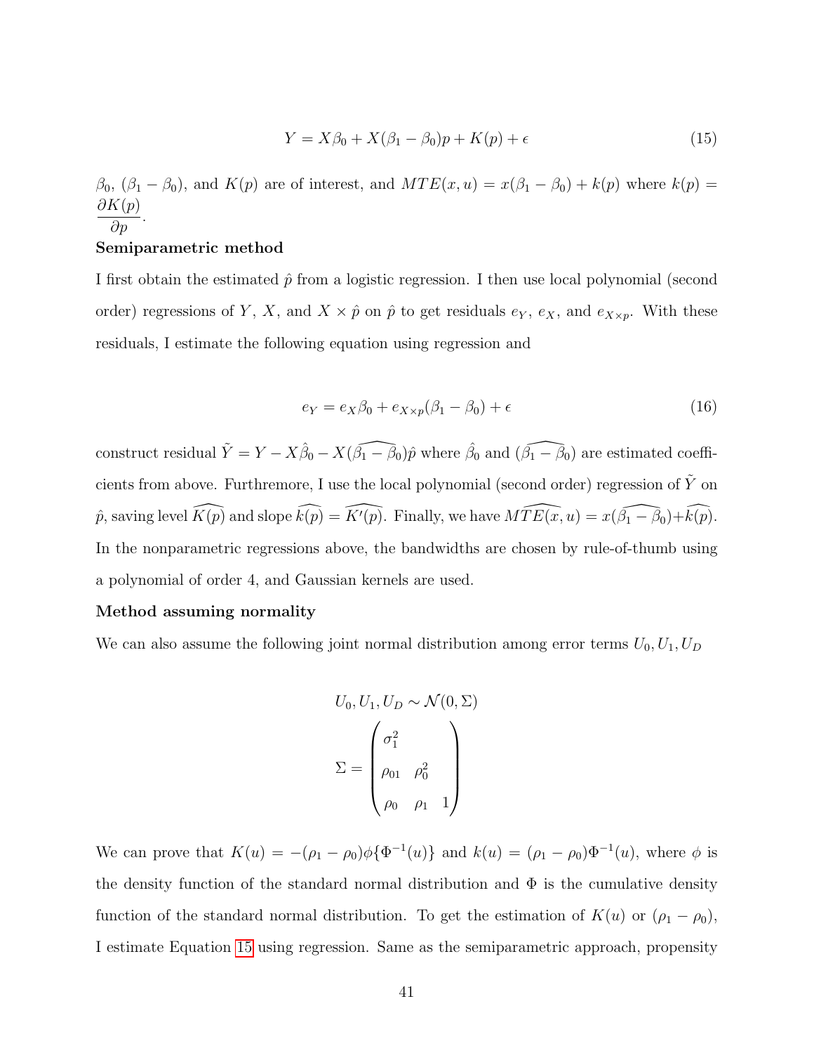$$Y = X\beta_0 + X(\beta_1 - \beta_0)p + K(p) + \epsilon \tag{15}$$

$\beta_0$, $(\beta_1 - \beta_0)$, and $K(p)$ are of interest, and $MTE(x, u) = x(\beta_1 - \beta_0) + k(p)$ where $k(p) = \dfrac{\partial K(p)}{\partial p}$.

**Semiparametric method**

I first obtain the estimated $\hat{p}$ from a logistic regression. I then use local polynomial (second order) regressions of $Y$, $X$, and $X \times \hat{p}$ on $\hat{p}$ to get residuals $e_Y$, $e_X$, and $e_{X \times p}$. With these residuals, I estimate the following equation using regression and

$$e_Y = e_X\beta_0 + e_{X \times p}(\beta_1 - \beta_0) + \epsilon \tag{16}$$

construct residual $\tilde{Y} = Y - X\hat{\beta}_0 - X(\widehat{\beta_1 - \beta_0})\hat{p}$ where $\hat{\beta}_0$ and $(\widehat{\beta_1 - \beta_0})$ are estimated coefficients from above. Furthremore, I use the local polynomial (second order) regression of $\tilde{Y}$ on $\hat{p}$, saving level $\widehat{K(p)}$ and slope $\widehat{k(p)} = \widehat{K'(p)}$. Finally, we have $\widehat{MTE(x, u)} = x(\widehat{\beta_1 - \beta_0}) + \widehat{k(p)}$. In the nonparametric regressions above, the bandwidths are chosen by rule-of-thumb using a polynomial of order 4, and Gaussian kernels are used.

**Method assuming normality**

We can also assume the following joint normal distribution among error terms $U_0, U_1, U_D$

$$U_0, U_1, U_D \sim \mathcal{N}(0, \Sigma)$$

$$\Sigma = \begin{pmatrix} \sigma_1^2 & & \\ \rho_{01} & \rho_0^2 & \\ \rho_0 & \rho_1 & 1 \end{pmatrix}$$

We can prove that $K(u) = -(\rho_1 - \rho_0)\phi\{\Phi^{-1}(u)\}$ and $k(u) = (\rho_1 - \rho_0)\Phi^{-1}(u)$, where $\phi$ is the density function of the standard normal distribution and $\Phi$ is the cumulative density function of the standard normal distribution. To get the estimation of $K(u)$ or $(\rho_1 - \rho_0)$, I estimate Equation 15 using regression. Same as the semiparametric approach, propensity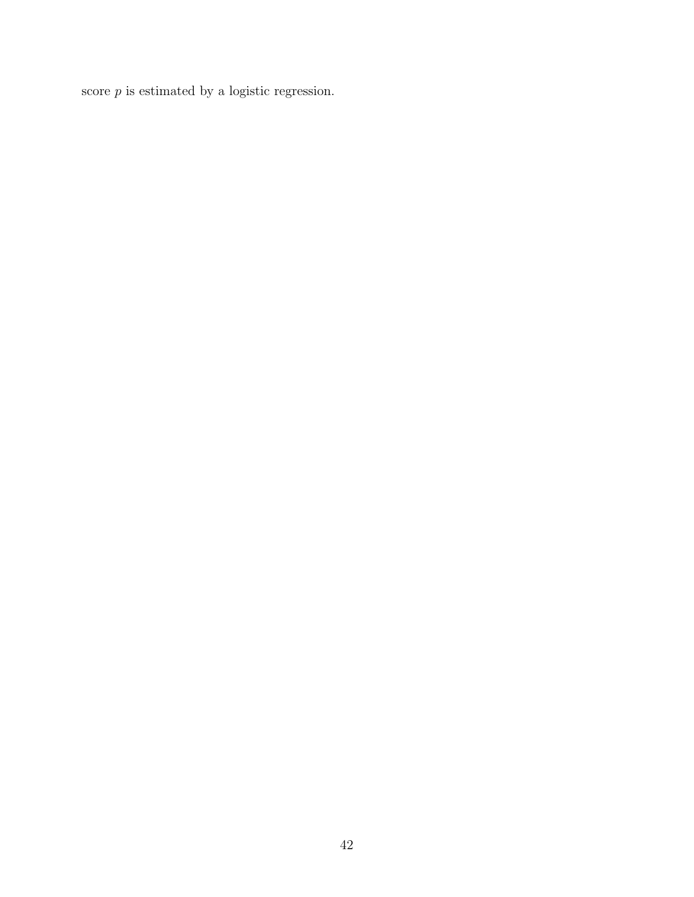score $p$ is estimated by a logistic regression.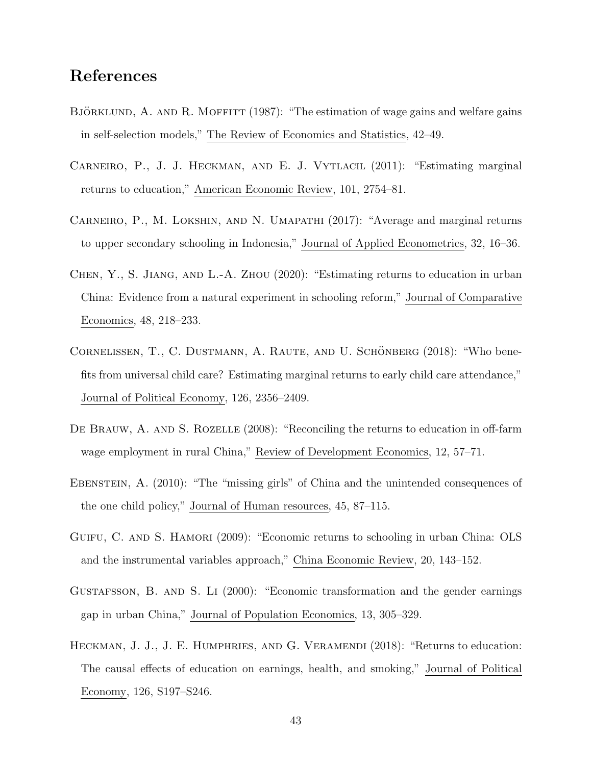## References

Björklund, A. and R. Moffitt (1987): "The estimation of wage gains and welfare gains in self-selection models," The Review of Economics and Statistics, 42–49.

Carneiro, P., J. J. Heckman, and E. J. Vytlacil (2011): "Estimating marginal returns to education," American Economic Review, 101, 2754–81.

Carneiro, P., M. Lokshin, and N. Umapathi (2017): "Average and marginal returns to upper secondary schooling in Indonesia," Journal of Applied Econometrics, 32, 16–36.

Chen, Y., S. Jiang, and L.-A. Zhou (2020): "Estimating returns to education in urban China: Evidence from a natural experiment in schooling reform," Journal of Comparative Economics, 48, 218–233.

Cornelissen, T., C. Dustmann, A. Raute, and U. Schönberg (2018): "Who benefits from universal child care? Estimating marginal returns to early child care attendance," Journal of Political Economy, 126, 2356–2409.

De Brauw, A. and S. Rozelle (2008): "Reconciling the returns to education in off-farm wage employment in rural China," Review of Development Economics, 12, 57–71.

Ebenstein, A. (2010): "The "missing girls" of China and the unintended consequences of the one child policy," Journal of Human resources, 45, 87–115.

Guifu, C. and S. Hamori (2009): "Economic returns to schooling in urban China: OLS and the instrumental variables approach," China Economic Review, 20, 143–152.

Gustafsson, B. and S. Li (2000): "Economic transformation and the gender earnings gap in urban China," Journal of Population Economics, 13, 305–329.

Heckman, J. J., J. E. Humphries, and G. Veramendi (2018): "Returns to education: The causal effects of education on earnings, health, and smoking," Journal of Political Economy, 126, S197–S246.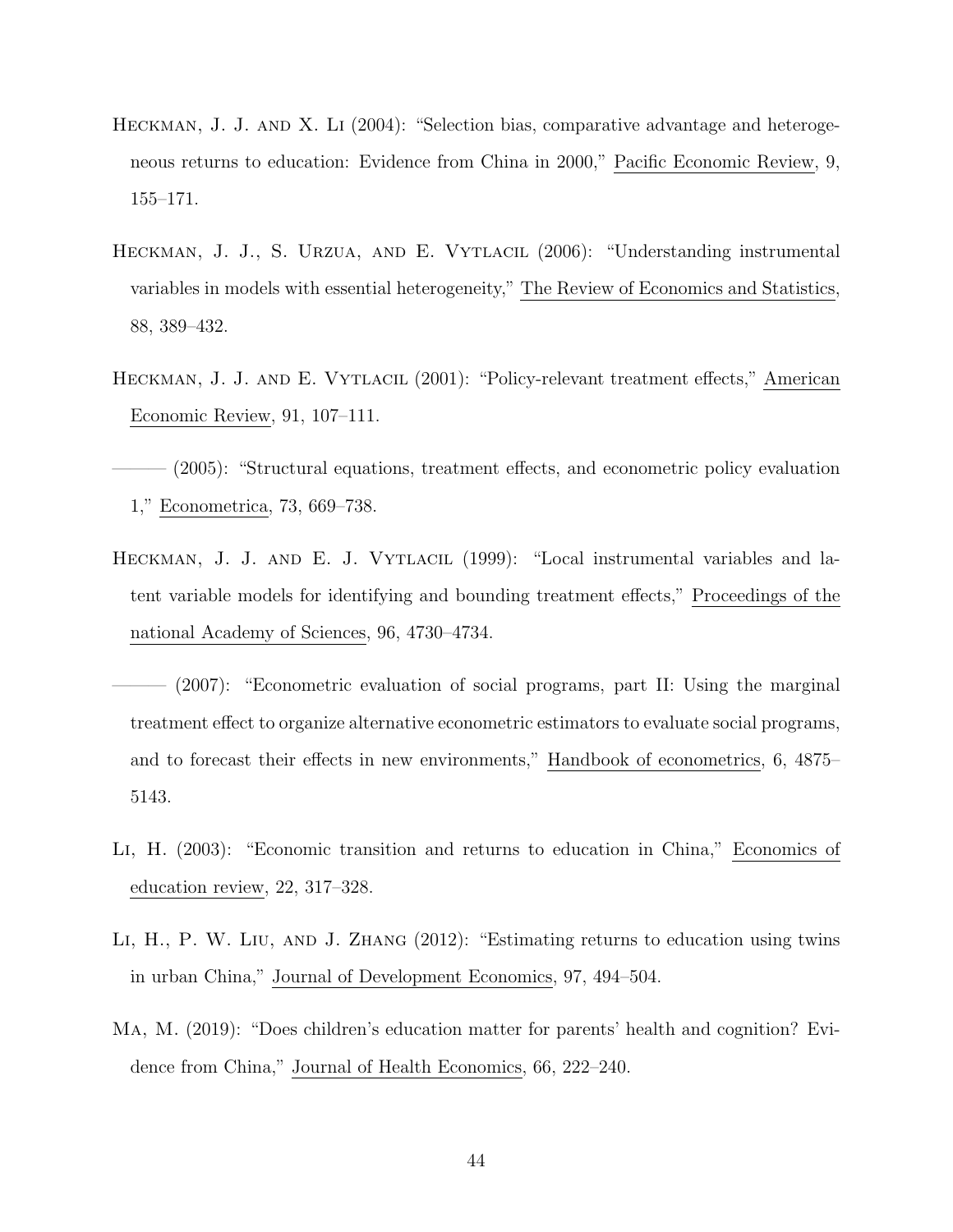Heckman, J. J. and X. Li (2004): "Selection bias, comparative advantage and heterogeneous returns to education: Evidence from China in 2000," Pacific Economic Review, 9, 155–171.

Heckman, J. J., S. Urzua, and E. Vytlacil (2006): "Understanding instrumental variables in models with essential heterogeneity," The Review of Economics and Statistics, 88, 389–432.

Heckman, J. J. and E. Vytlacil (2001): "Policy-relevant treatment effects," American Economic Review, 91, 107–111.

——— (2005): "Structural equations, treatment effects, and econometric policy evaluation 1," Econometrica, 73, 669–738.

Heckman, J. J. and E. J. Vytlacil (1999): "Local instrumental variables and latent variable models for identifying and bounding treatment effects," Proceedings of the national Academy of Sciences, 96, 4730–4734.

——— (2007): "Econometric evaluation of social programs, part II: Using the marginal treatment effect to organize alternative econometric estimators to evaluate social programs, and to forecast their effects in new environments," Handbook of econometrics, 6, 4875–5143.

Li, H. (2003): "Economic transition and returns to education in China," Economics of education review, 22, 317–328.

Li, H., P. W. Liu, and J. Zhang (2012): "Estimating returns to education using twins in urban China," Journal of Development Economics, 97, 494–504.

Ma, M. (2019): "Does children's education matter for parents' health and cognition? Evidence from China," Journal of Health Economics, 66, 222–240.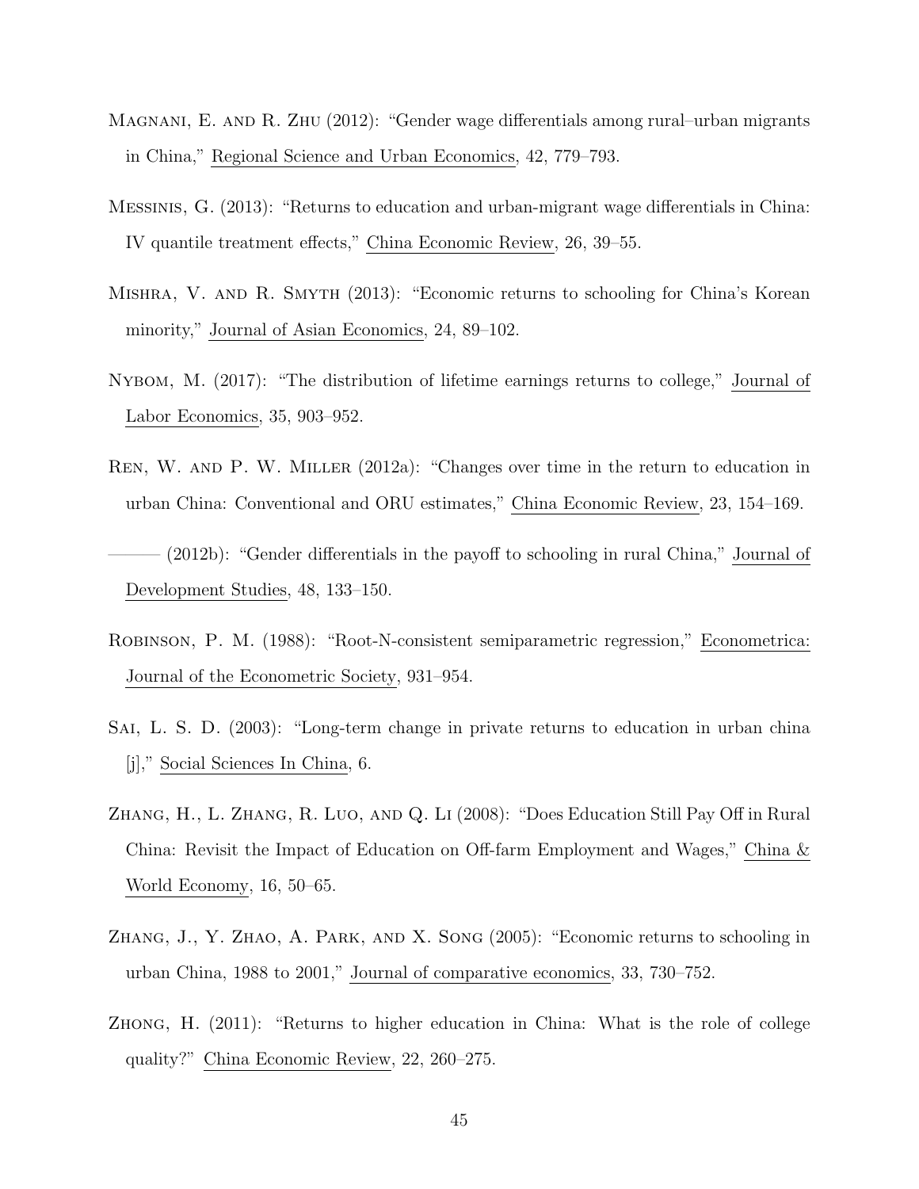Magnani, E. and R. Zhu (2012): "Gender wage differentials among rural–urban migrants in China," Regional Science and Urban Economics, 42, 779–793.

Messinis, G. (2013): "Returns to education and urban-migrant wage differentials in China: IV quantile treatment effects," China Economic Review, 26, 39–55.

Mishra, V. and R. Smyth (2013): "Economic returns to schooling for China's Korean minority," Journal of Asian Economics, 24, 89–102.

Nybom, M. (2017): "The distribution of lifetime earnings returns to college," Journal of Labor Economics, 35, 903–952.

Ren, W. and P. W. Miller (2012a): "Changes over time in the return to education in urban China: Conventional and ORU estimates," China Economic Review, 23, 154–169.

——— (2012b): "Gender differentials in the payoff to schooling in rural China," Journal of Development Studies, 48, 133–150.

Robinson, P. M. (1988): "Root-N-consistent semiparametric regression," Econometrica: Journal of the Econometric Society, 931–954.

Sai, L. S. D. (2003): "Long-term change in private returns to education in urban china [j]," Social Sciences In China, 6.

Zhang, H., L. Zhang, R. Luo, and Q. Li (2008): "Does Education Still Pay Off in Rural China: Revisit the Impact of Education on Off-farm Employment and Wages," China & World Economy, 16, 50–65.

Zhang, J., Y. Zhao, A. Park, and X. Song (2005): "Economic returns to schooling in urban China, 1988 to 2001," Journal of comparative economics, 33, 730–752.

Zhong, H. (2011): "Returns to higher education in China: What is the role of college quality?" China Economic Review, 22, 260–275.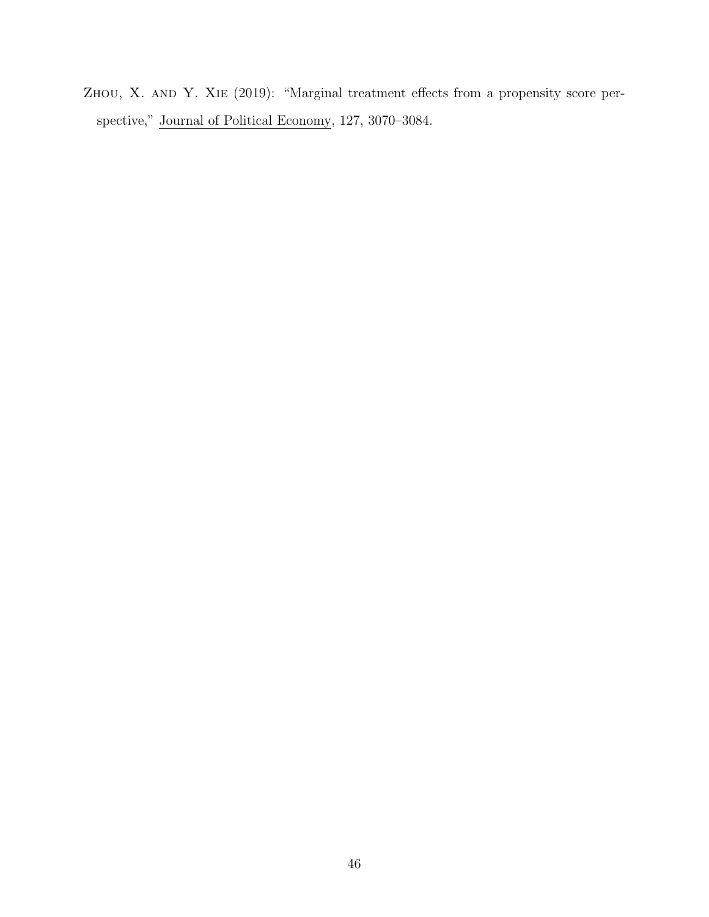Zhou, X. and Y. Xie (2019): "Marginal treatment effects from a propensity score perspective," Journal of Political Economy, 127, 3070–3084.